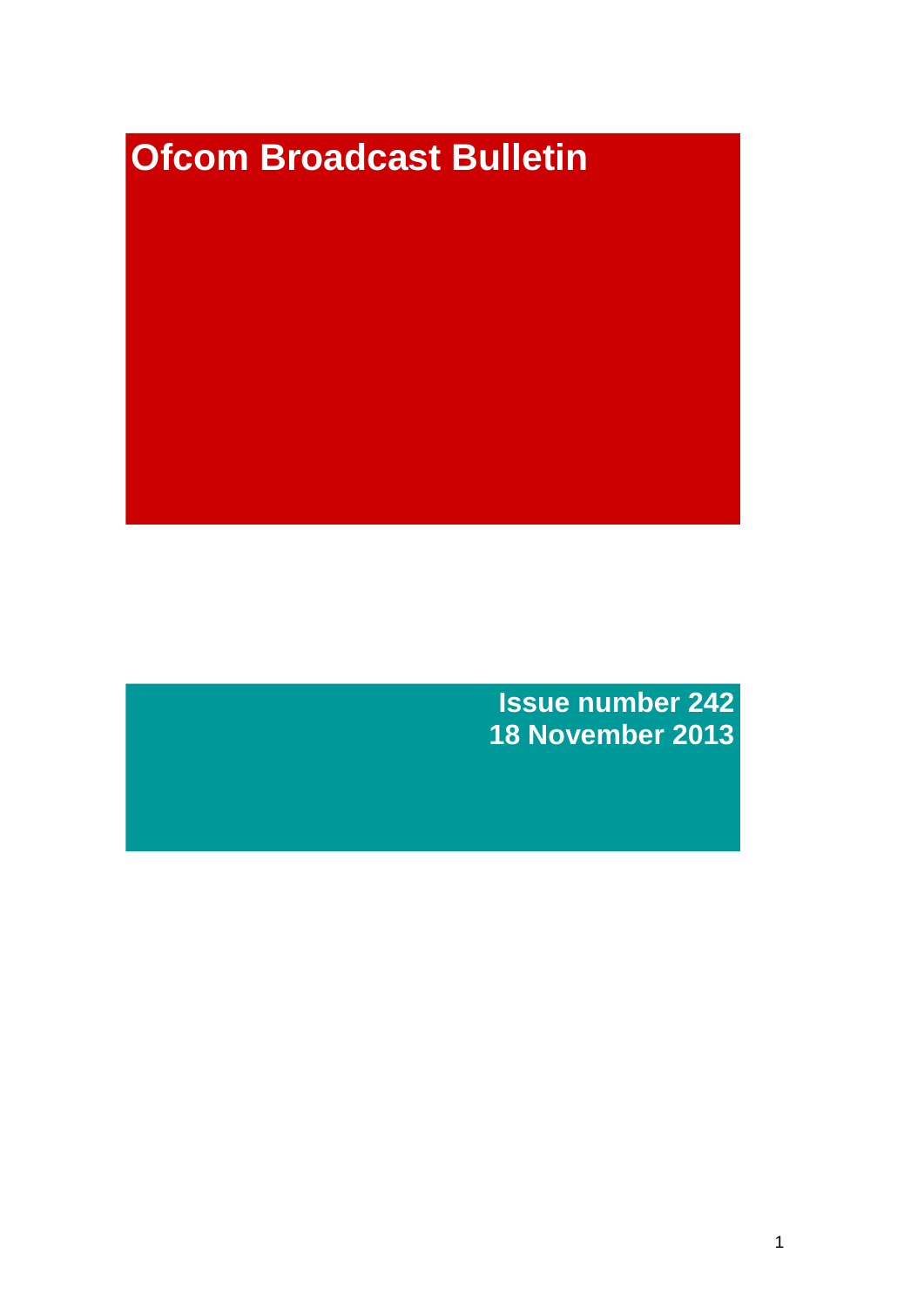# Ofcom Broadcast Bulletin

**Issue number 242**
**18 November 2013**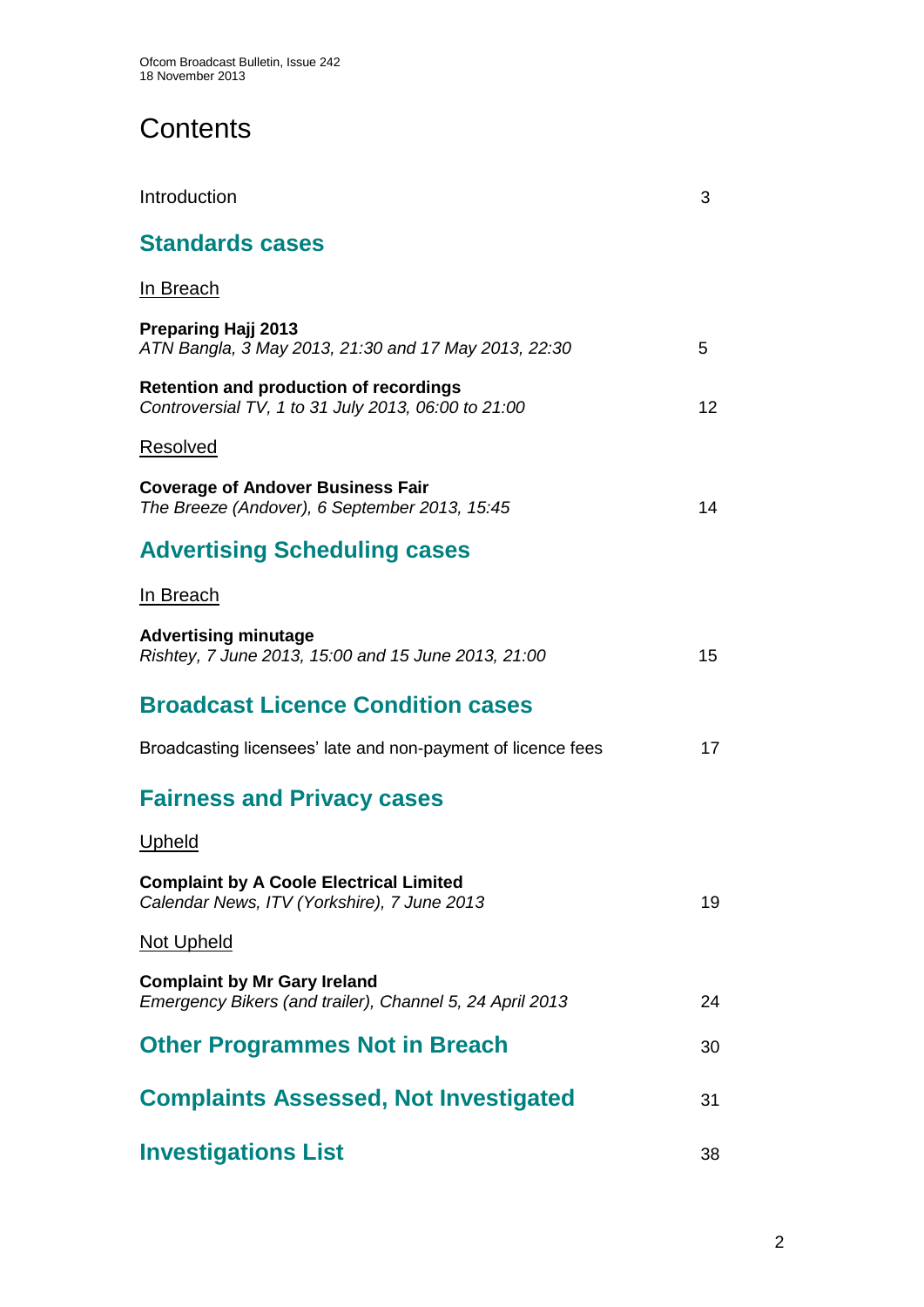# Contents

Introduction 3

## Standards cases

In Breach

**Preparing Hajj 2013**
*ATN Bangla, 3 May 2013, 21:30 and 17 May 2013, 22:30* 5

**Retention and production of recordings**
*Controversial TV, 1 to 31 July 2013, 06:00 to 21:00* 12

Resolved

**Coverage of Andover Business Fair**
*The Breeze (Andover), 6 September 2013, 15:45* 14

## Advertising Scheduling cases

In Breach

**Advertising minutage**
*Rishtey, 7 June 2013, 15:00 and 15 June 2013, 21:00* 15

## Broadcast Licence Condition cases

Broadcasting licensees' late and non-payment of licence fees 17

## Fairness and Privacy cases

Upheld

**Complaint by A Coole Electrical Limited**
*Calendar News, ITV (Yorkshire), 7 June 2013* 19

Not Upheld

**Complaint by Mr Gary Ireland**
*Emergency Bikers (and trailer), Channel 5, 24 April 2013* 24

## Other Programmes Not in Breach 30

## Complaints Assessed, Not Investigated 31

## Investigations List 38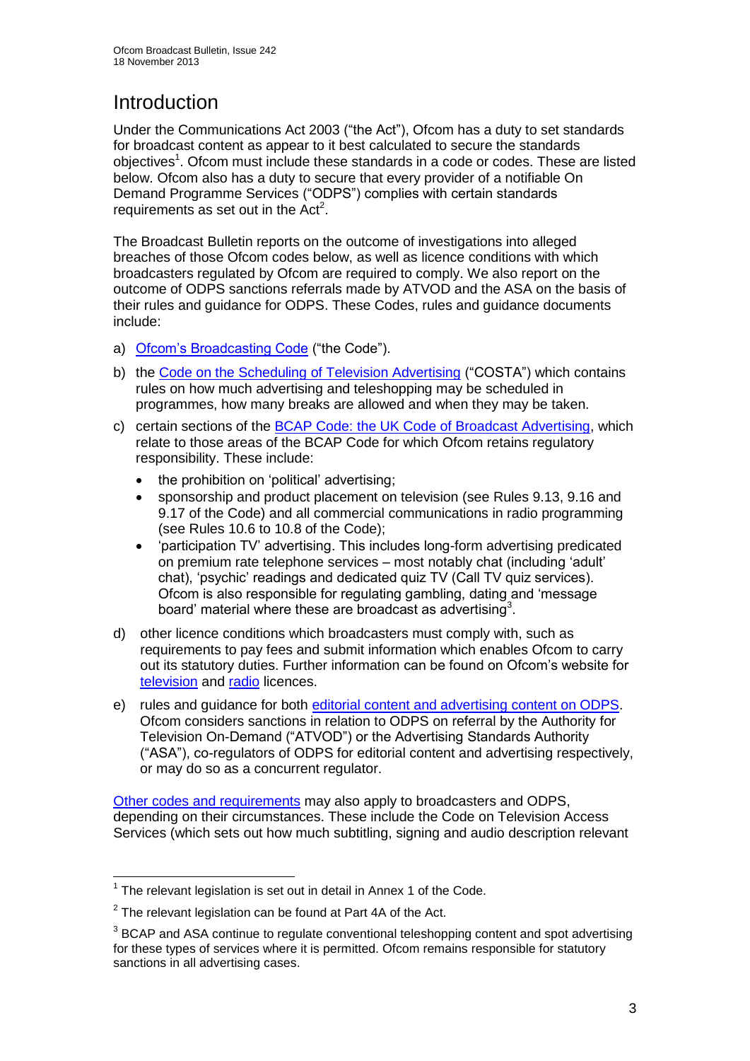# Introduction

Under the Communications Act 2003 ("the Act"), Ofcom has a duty to set standards for broadcast content as appear to it best calculated to secure the standards objectives[1]. Ofcom must include these standards in a code or codes. These are listed below. Ofcom also has a duty to secure that every provider of a notifiable On Demand Programme Services ("ODPS") complies with certain standards requirements as set out in the Act[2].

The Broadcast Bulletin reports on the outcome of investigations into alleged breaches of those Ofcom codes below, as well as licence conditions with which broadcasters regulated by Ofcom are required to comply. We also report on the outcome of ODPS sanctions referrals made by ATVOD and the ASA on the basis of their rules and guidance for ODPS. These Codes, rules and guidance documents include:

a) Ofcom's Broadcasting Code ("the Code").

b) the Code on the Scheduling of Television Advertising ("COSTA") which contains rules on how much advertising and teleshopping may be scheduled in programmes, how many breaks are allowed and when they may be taken.

c) certain sections of the BCAP Code: the UK Code of Broadcast Advertising, which relate to those areas of the BCAP Code for which Ofcom retains regulatory responsibility. These include:
   - the prohibition on 'political' advertising;
   - sponsorship and product placement on television (see Rules 9.13, 9.16 and 9.17 of the Code) and all commercial communications in radio programming (see Rules 10.6 to 10.8 of the Code);
   - 'participation TV' advertising. This includes long-form advertising predicated on premium rate telephone services – most notably chat (including 'adult' chat), 'psychic' readings and dedicated quiz TV (Call TV quiz services). Ofcom is also responsible for regulating gambling, dating and 'message board' material where these are broadcast as advertising[3].

d) other licence conditions which broadcasters must comply with, such as requirements to pay fees and submit information which enables Ofcom to carry out its statutory duties. Further information can be found on Ofcom's website for television and radio licences.

e) rules and guidance for both editorial content and advertising content on ODPS. Ofcom considers sanctions in relation to ODPS on referral by the Authority for Television On-Demand ("ATVOD") or the Advertising Standards Authority ("ASA"), co-regulators of ODPS for editorial content and advertising respectively, or may do so as a concurrent regulator.

Other codes and requirements may also apply to broadcasters and ODPS, depending on their circumstances. These include the Code on Television Access Services (which sets out how much subtitling, signing and audio description relevant

---

[1] The relevant legislation is set out in detail in Annex 1 of the Code.

[2] The relevant legislation can be found at Part 4A of the Act.

[3] BCAP and ASA continue to regulate conventional teleshopping content and spot advertising for these types of services where it is permitted. Ofcom remains responsible for statutory sanctions in all advertising cases.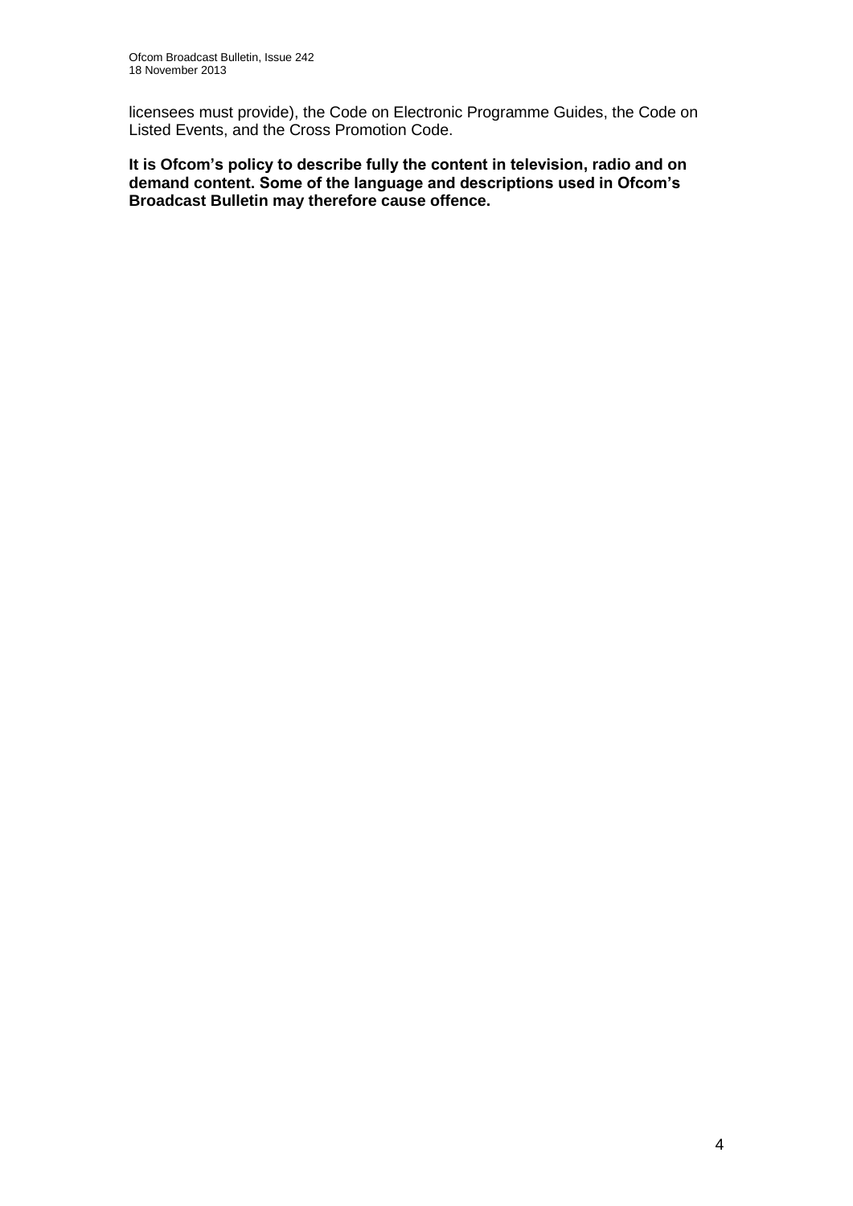licensees must provide), the Code on Electronic Programme Guides, the Code on Listed Events, and the Cross Promotion Code.

**It is Ofcom's policy to describe fully the content in television, radio and on demand content. Some of the language and descriptions used in Ofcom's Broadcast Bulletin may therefore cause offence.**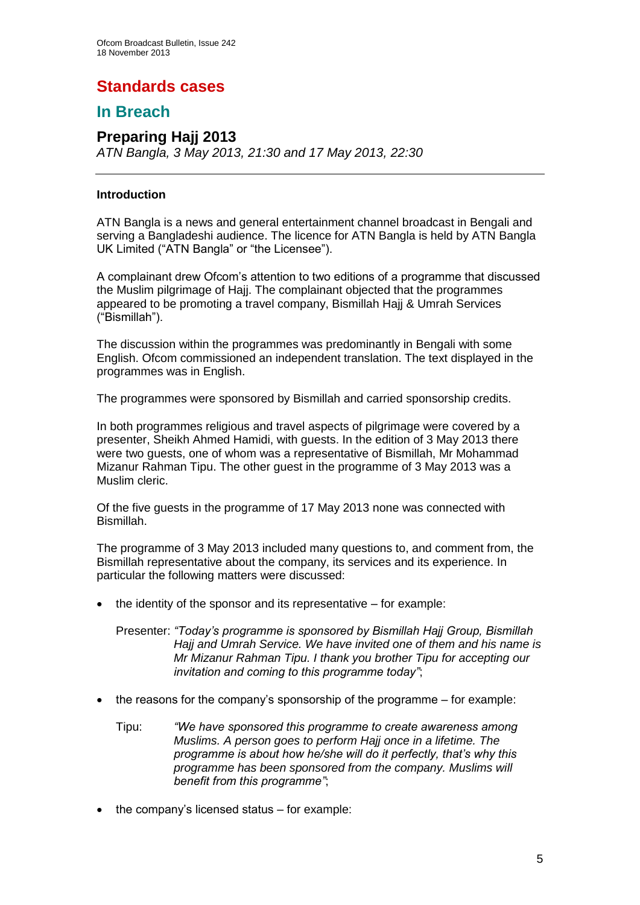# Standards cases

## In Breach

### Preparing Hajj 2013

*ATN Bangla, 3 May 2013, 21:30 and 17 May 2013, 22:30*

---

#### Introduction

ATN Bangla is a news and general entertainment channel broadcast in Bengali and serving a Bangladeshi audience. The licence for ATN Bangla is held by ATN Bangla UK Limited ("ATN Bangla" or "the Licensee").

A complainant drew Ofcom's attention to two editions of a programme that discussed the Muslim pilgrimage of Hajj. The complainant objected that the programmes appeared to be promoting a travel company, Bismillah Hajj & Umrah Services ("Bismillah").

The discussion within the programmes was predominantly in Bengali with some English. Ofcom commissioned an independent translation. The text displayed in the programmes was in English.

The programmes were sponsored by Bismillah and carried sponsorship credits.

In both programmes religious and travel aspects of pilgrimage were covered by a presenter, Sheikh Ahmed Hamidi, with guests. In the edition of 3 May 2013 there were two guests, one of whom was a representative of Bismillah, Mr Mohammad Mizanur Rahman Tipu. The other guest in the programme of 3 May 2013 was a Muslim cleric.

Of the five guests in the programme of 17 May 2013 none was connected with Bismillah.

The programme of 3 May 2013 included many questions to, and comment from, the Bismillah representative about the company, its services and its experience. In particular the following matters were discussed:

- the identity of the sponsor and its representative – for example:

  Presenter: *"Today's programme is sponsored by Bismillah Hajj Group, Bismillah Hajj and Umrah Service. We have invited one of them and his name is Mr Mizanur Rahman Tipu. I thank you brother Tipu for accepting our invitation and coming to this programme today"*;

- the reasons for the company's sponsorship of the programme – for example:

  Tipu: *"We have sponsored this programme to create awareness among Muslims. A person goes to perform Hajj once in a lifetime. The programme is about how he/she will do it perfectly, that's why this programme has been sponsored from the company. Muslims will benefit from this programme"*;

- the company's licensed status – for example: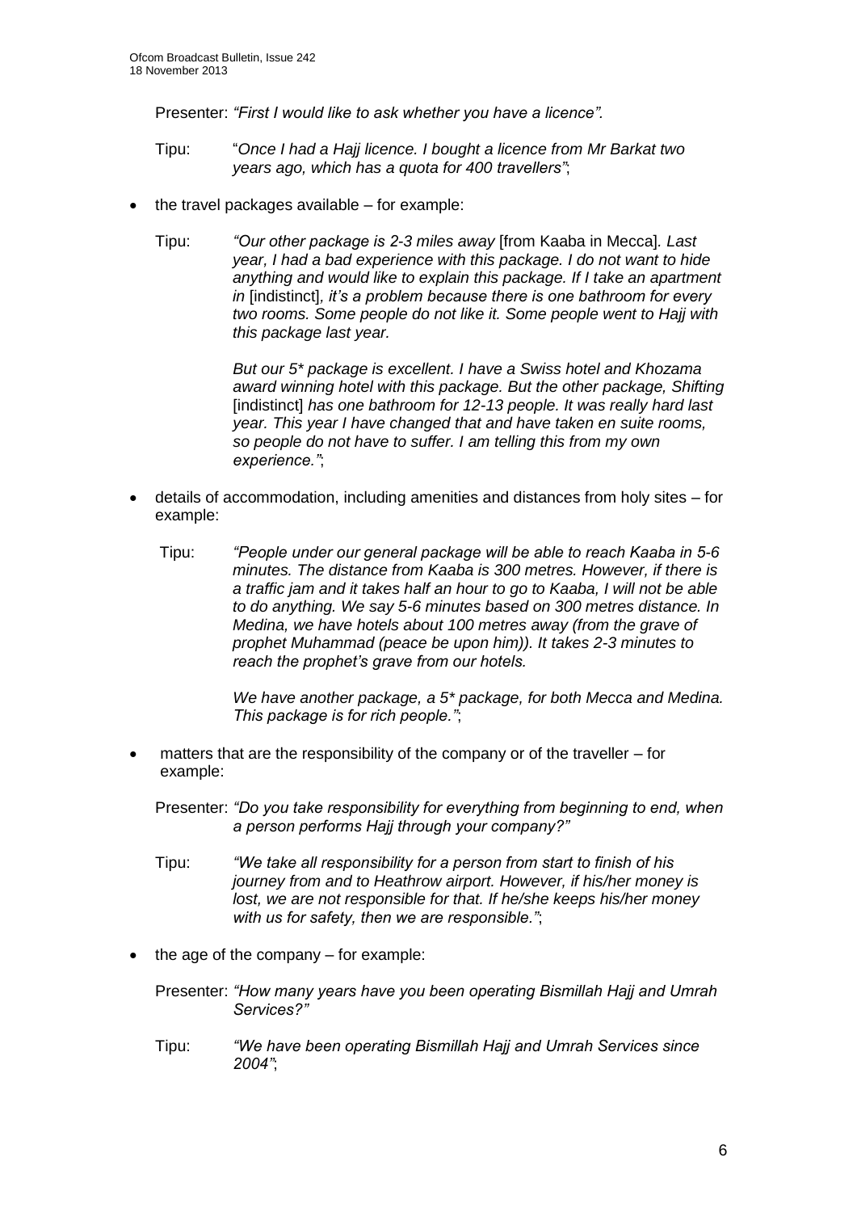Presenter: *"First I would like to ask whether you have a licence".*

Tipu: "*Once I had a Hajj licence. I bought a licence from Mr Barkat two years ago, which has a quota for 400 travellers"*;

- the travel packages available – for example:

Tipu: *"Our other package is 2-3 miles away* [from Kaaba in Mecca]*. Last year, I had a bad experience with this package. I do not want to hide anything and would like to explain this package. If I take an apartment in* [indistinct]*, it's a problem because there is one bathroom for every two rooms. Some people do not like it. Some people went to Hajj with this package last year.*

*But our 5* package is excellent. I have a Swiss hotel and Khozama award winning hotel with this package. But the other package, Shifting* [indistinct] *has one bathroom for 12-13 people. It was really hard last year. This year I have changed that and have taken en suite rooms, so people do not have to suffer. I am telling this from my own experience."*;

- details of accommodation, including amenities and distances from holy sites – for example:

Tipu: *"People under our general package will be able to reach Kaaba in 5-6 minutes. The distance from Kaaba is 300 metres. However, if there is a traffic jam and it takes half an hour to go to Kaaba, I will not be able to do anything. We say 5-6 minutes based on 300 metres distance. In Medina, we have hotels about 100 metres away (from the grave of prophet Muhammad (peace be upon him)). It takes 2-3 minutes to reach the prophet's grave from our hotels.*

*We have another package, a 5* package, for both Mecca and Medina. This package is for rich people."*;

- matters that are the responsibility of the company or of the traveller – for example:

Presenter: *"Do you take responsibility for everything from beginning to end, when a person performs Hajj through your company?"*

Tipu: *"We take all responsibility for a person from start to finish of his journey from and to Heathrow airport. However, if his/her money is lost, we are not responsible for that. If he/she keeps his/her money with us for safety, then we are responsible."*;

- the age of the company – for example:

Presenter: *"How many years have you been operating Bismillah Hajj and Umrah Services?"*

Tipu: *"We have been operating Bismillah Hajj and Umrah Services since 2004"*;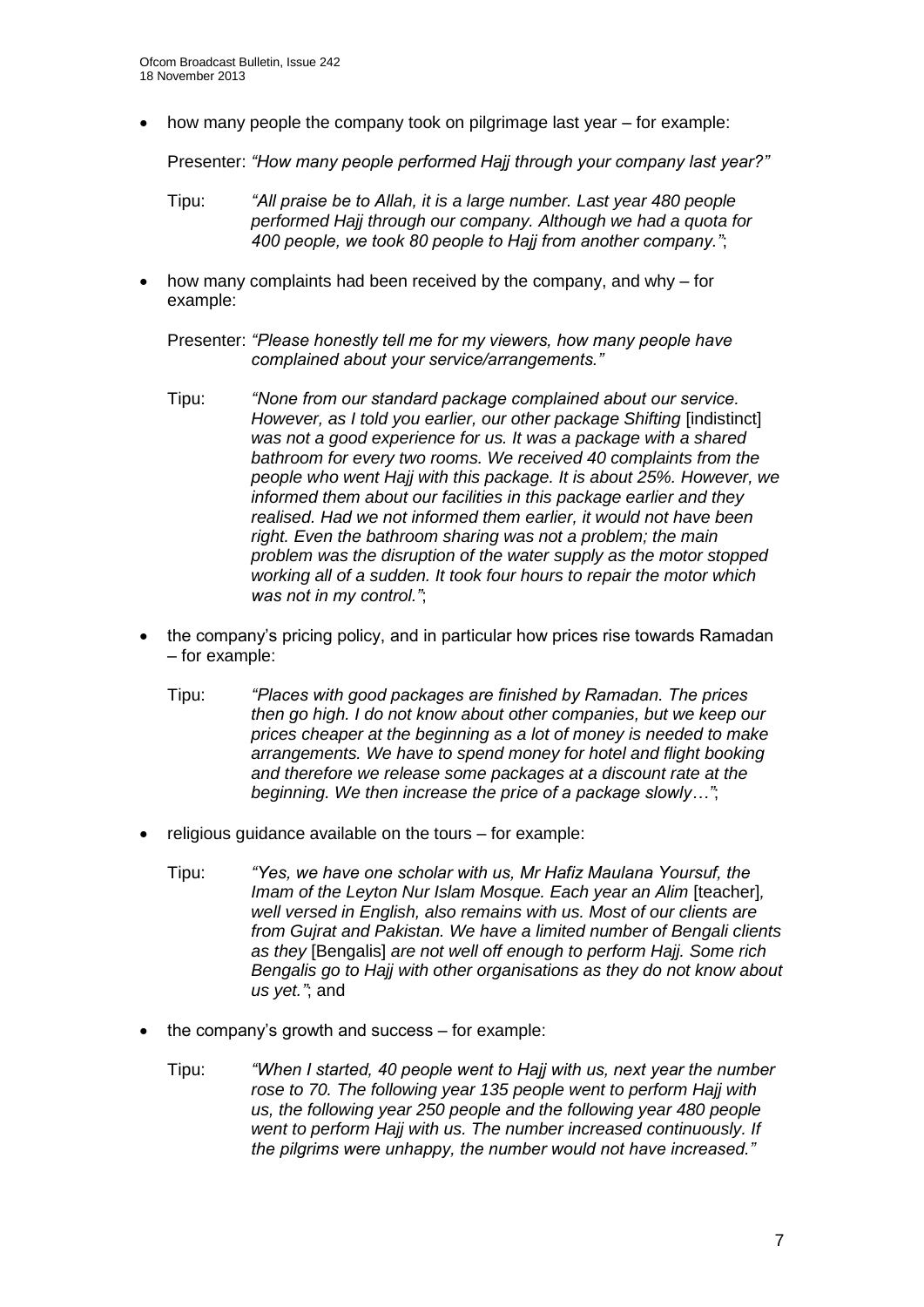- how many people the company took on pilgrimage last year – for example:

  Presenter: *"How many people performed Hajj through your company last year?"*

  Tipu: *"All praise be to Allah, it is a large number. Last year 480 people performed Hajj through our company. Although we had a quota for 400 people, we took 80 people to Hajj from another company."*;

- how many complaints had been received by the company, and why – for example:

  Presenter: *"Please honestly tell me for my viewers, how many people have complained about your service/arrangements."*

  Tipu: *"None from our standard package complained about our service. However, as I told you earlier, our other package Shifting* [indistinct] *was not a good experience for us. It was a package with a shared bathroom for every two rooms. We received 40 complaints from the people who went Hajj with this package. It is about 25%. However, we informed them about our facilities in this package earlier and they realised. Had we not informed them earlier, it would not have been right. Even the bathroom sharing was not a problem; the main problem was the disruption of the water supply as the motor stopped working all of a sudden. It took four hours to repair the motor which was not in my control."*;

- the company's pricing policy, and in particular how prices rise towards Ramadan – for example:

  Tipu: *"Places with good packages are finished by Ramadan. The prices then go high. I do not know about other companies, but we keep our prices cheaper at the beginning as a lot of money is needed to make arrangements. We have to spend money for hotel and flight booking and therefore we release some packages at a discount rate at the beginning. We then increase the price of a package slowly…"*;

- religious guidance available on the tours – for example:

  Tipu: *"Yes, we have one scholar with us, Mr Hafiz Maulana Yoursuf, the Imam of the Leyton Nur Islam Mosque. Each year an Alim* [teacher]*, well versed in English, also remains with us. Most of our clients are from Gujrat and Pakistan. We have a limited number of Bengali clients as they* [Bengalis] *are not well off enough to perform Hajj. Some rich Bengalis go to Hajj with other organisations as they do not know about us yet."*; and

- the company's growth and success – for example:

  Tipu: *"When I started, 40 people went to Hajj with us, next year the number rose to 70. The following year 135 people went to perform Hajj with us, the following year 250 people and the following year 480 people went to perform Hajj with us. The number increased continuously. If the pilgrims were unhappy, the number would not have increased."*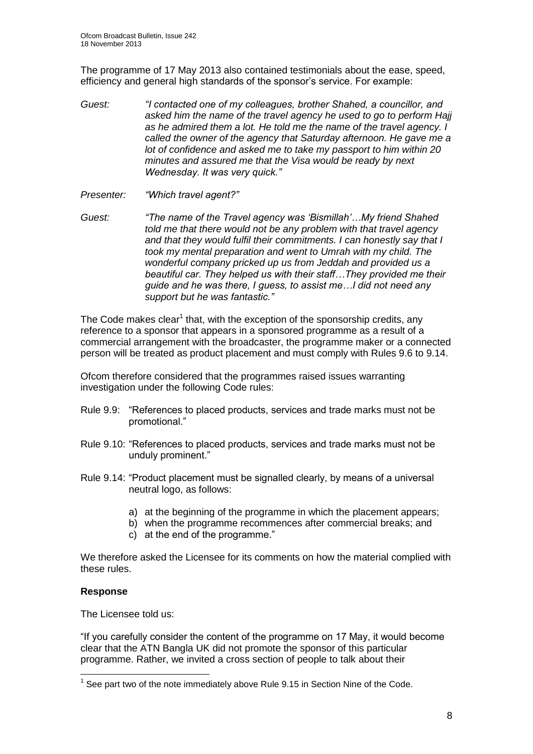The programme of 17 May 2013 also contained testimonials about the ease, speed, efficiency and general high standards of the sponsor's service. For example:

Guest: *"I contacted one of my colleagues, brother Shahed, a councillor, and asked him the name of the travel agency he used to go to perform Hajj as he admired them a lot. He told me the name of the travel agency. I called the owner of the agency that Saturday afternoon. He gave me a lot of confidence and asked me to take my passport to him within 20 minutes and assured me that the Visa would be ready by next Wednesday. It was very quick."*

Presenter: *"Which travel agent?"*

Guest: *"The name of the Travel agency was 'Bismillah'…My friend Shahed told me that there would not be any problem with that travel agency and that they would fulfil their commitments. I can honestly say that I took my mental preparation and went to Umrah with my child. The wonderful company pricked up us from Jeddah and provided us a beautiful car. They helped us with their staff…They provided me their guide and he was there, I guess, to assist me…I did not need any support but he was fantastic."*

The Code makes clear[1] that, with the exception of the sponsorship credits, any reference to a sponsor that appears in a sponsored programme as a result of a commercial arrangement with the broadcaster, the programme maker or a connected person will be treated as product placement and must comply with Rules 9.6 to 9.14.

Ofcom therefore considered that the programmes raised issues warranting investigation under the following Code rules:

Rule 9.9: "References to placed products, services and trade marks must not be promotional."

Rule 9.10: "References to placed products, services and trade marks must not be unduly prominent."

Rule 9.14: "Product placement must be signalled clearly, by means of a universal neutral logo, as follows:

a) at the beginning of the programme in which the placement appears;
b) when the programme recommences after commercial breaks; and
c) at the end of the programme."

We therefore asked the Licensee for its comments on how the material complied with these rules.

**Response**

The Licensee told us:

"If you carefully consider the content of the programme on 17 May, it would become clear that the ATN Bangla UK did not promote the sponsor of this particular programme. Rather, we invited a cross section of people to talk about their

[1] See part two of the note immediately above Rule 9.15 in Section Nine of the Code.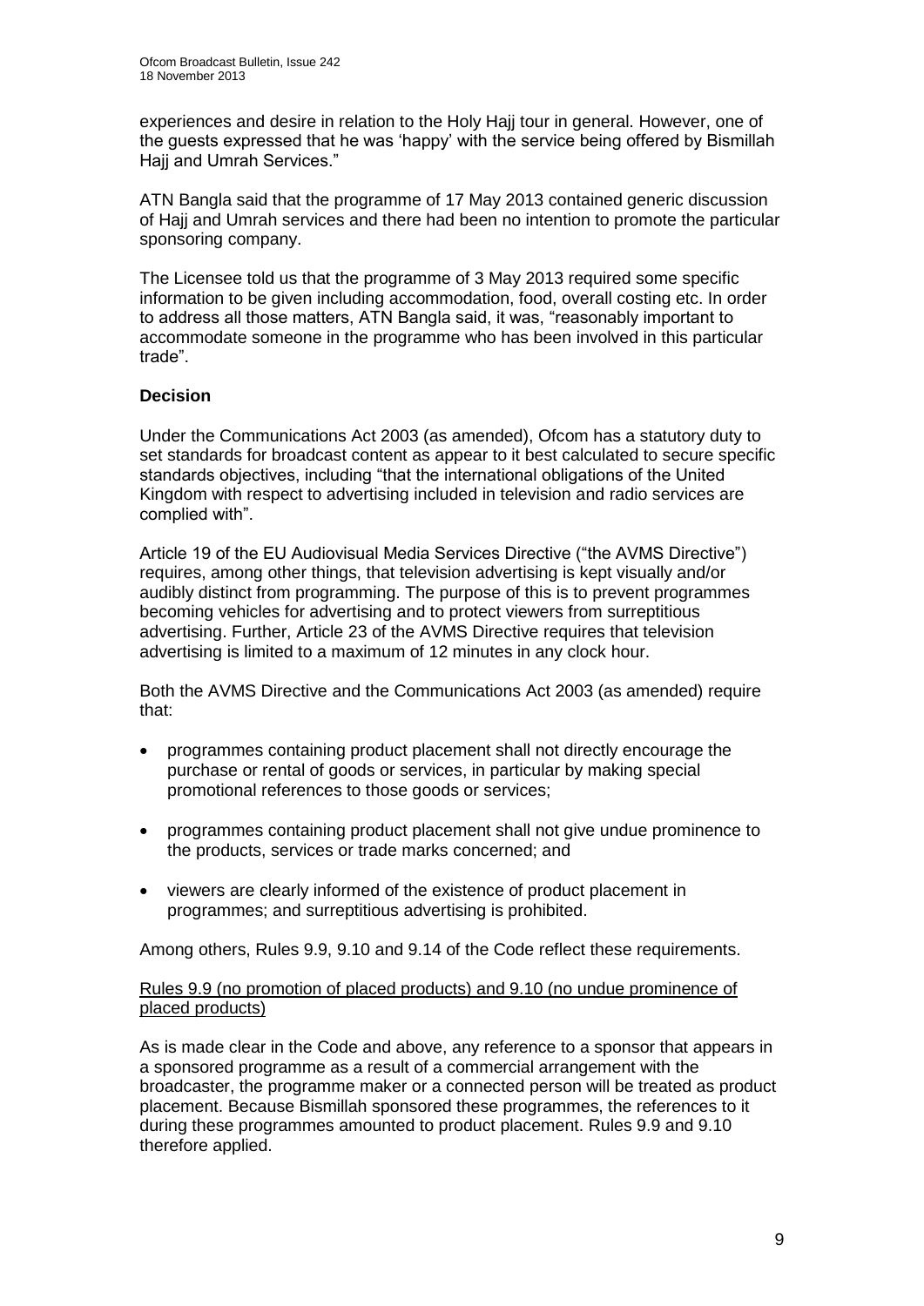experiences and desire in relation to the Holy Hajj tour in general. However, one of the guests expressed that he was 'happy' with the service being offered by Bismillah Hajj and Umrah Services."

ATN Bangla said that the programme of 17 May 2013 contained generic discussion of Hajj and Umrah services and there had been no intention to promote the particular sponsoring company.

The Licensee told us that the programme of 3 May 2013 required some specific information to be given including accommodation, food, overall costing etc. In order to address all those matters, ATN Bangla said, it was, "reasonably important to accommodate someone in the programme who has been involved in this particular trade".

**Decision**

Under the Communications Act 2003 (as amended), Ofcom has a statutory duty to set standards for broadcast content as appear to it best calculated to secure specific standards objectives, including "that the international obligations of the United Kingdom with respect to advertising included in television and radio services are complied with".

Article 19 of the EU Audiovisual Media Services Directive ("the AVMS Directive") requires, among other things, that television advertising is kept visually and/or audibly distinct from programming. The purpose of this is to prevent programmes becoming vehicles for advertising and to protect viewers from surreptitious advertising. Further, Article 23 of the AVMS Directive requires that television advertising is limited to a maximum of 12 minutes in any clock hour.

Both the AVMS Directive and the Communications Act 2003 (as amended) require that:

- programmes containing product placement shall not directly encourage the purchase or rental of goods or services, in particular by making special promotional references to those goods or services;
- programmes containing product placement shall not give undue prominence to the products, services or trade marks concerned; and
- viewers are clearly informed of the existence of product placement in programmes; and surreptitious advertising is prohibited.

Among others, Rules 9.9, 9.10 and 9.14 of the Code reflect these requirements.

Rules 9.9 (no promotion of placed products) and 9.10 (no undue prominence of placed products)

As is made clear in the Code and above, any reference to a sponsor that appears in a sponsored programme as a result of a commercial arrangement with the broadcaster, the programme maker or a connected person will be treated as product placement. Because Bismillah sponsored these programmes, the references to it during these programmes amounted to product placement. Rules 9.9 and 9.10 therefore applied.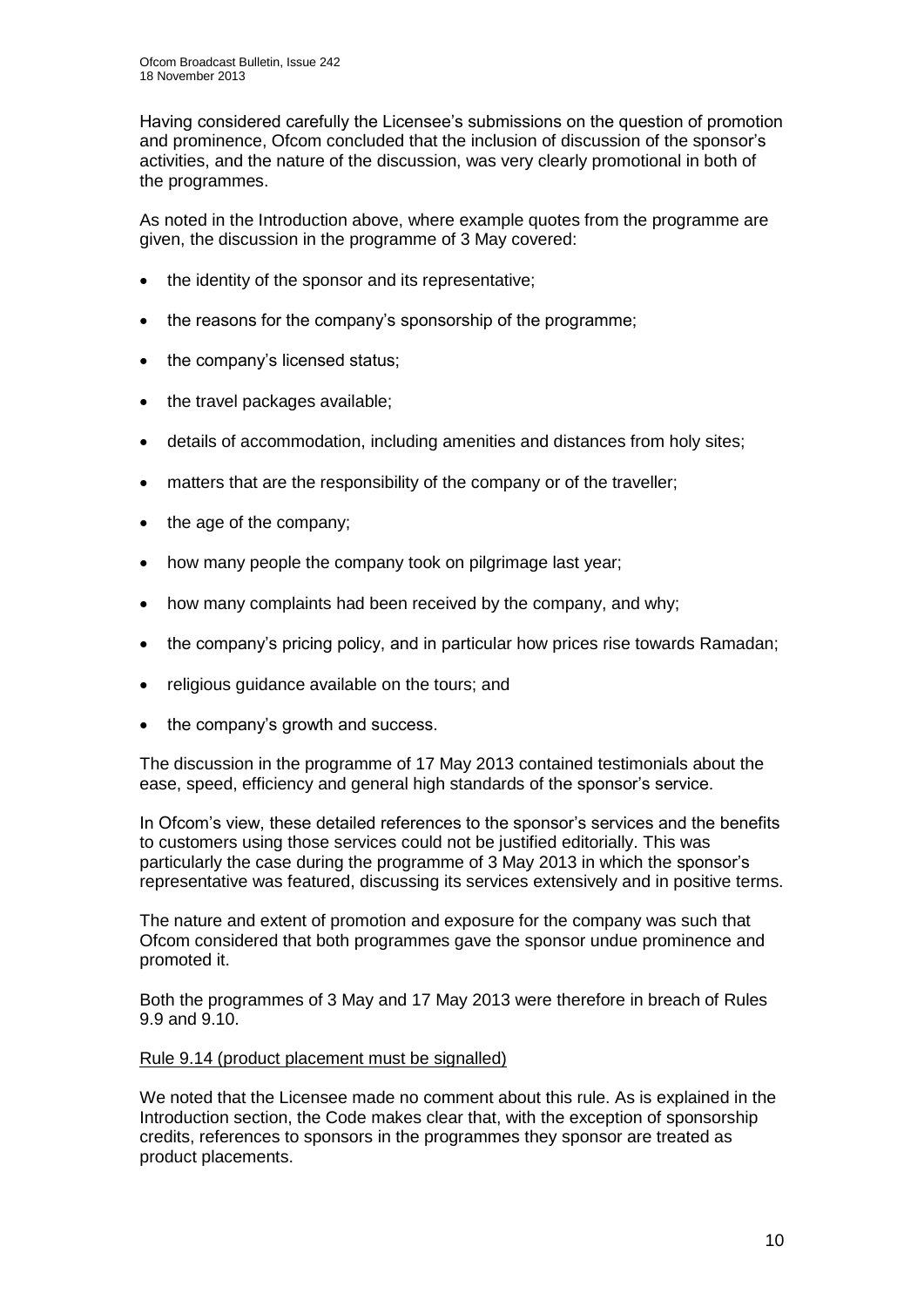Having considered carefully the Licensee's submissions on the question of promotion and prominence, Ofcom concluded that the inclusion of discussion of the sponsor's activities, and the nature of the discussion, was very clearly promotional in both of the programmes.

As noted in the Introduction above, where example quotes from the programme are given, the discussion in the programme of 3 May covered:

- the identity of the sponsor and its representative;
- the reasons for the company's sponsorship of the programme;
- the company's licensed status;
- the travel packages available;
- details of accommodation, including amenities and distances from holy sites;
- matters that are the responsibility of the company or of the traveller;
- the age of the company;
- how many people the company took on pilgrimage last year;
- how many complaints had been received by the company, and why;
- the company's pricing policy, and in particular how prices rise towards Ramadan;
- religious guidance available on the tours; and
- the company's growth and success.

The discussion in the programme of 17 May 2013 contained testimonials about the ease, speed, efficiency and general high standards of the sponsor's service.

In Ofcom's view, these detailed references to the sponsor's services and the benefits to customers using those services could not be justified editorially. This was particularly the case during the programme of 3 May 2013 in which the sponsor's representative was featured, discussing its services extensively and in positive terms.

The nature and extent of promotion and exposure for the company was such that Ofcom considered that both programmes gave the sponsor undue prominence and promoted it.

Both the programmes of 3 May and 17 May 2013 were therefore in breach of Rules 9.9 and 9.10.

Rule 9.14 (product placement must be signalled)

We noted that the Licensee made no comment about this rule. As is explained in the Introduction section, the Code makes clear that, with the exception of sponsorship credits, references to sponsors in the programmes they sponsor are treated as product placements.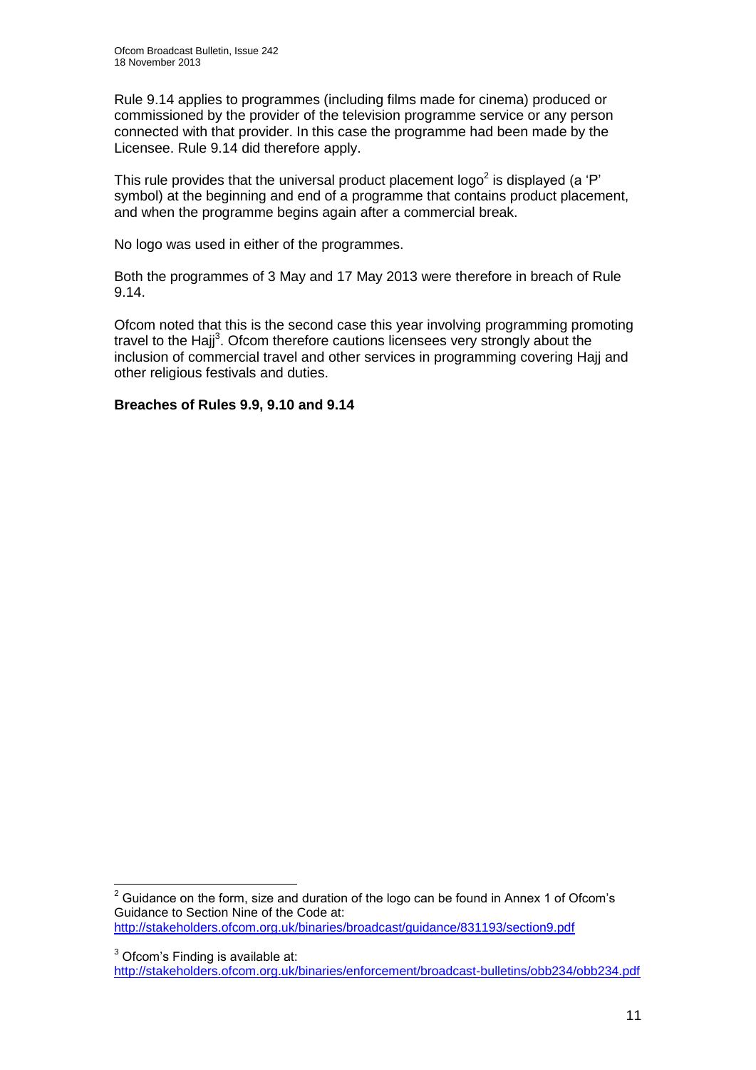Rule 9.14 applies to programmes (including films made for cinema) produced or commissioned by the provider of the television programme service or any person connected with that provider. In this case the programme had been made by the Licensee. Rule 9.14 did therefore apply.

This rule provides that the universal product placement logo[2] is displayed (a 'P' symbol) at the beginning and end of a programme that contains product placement, and when the programme begins again after a commercial break.

No logo was used in either of the programmes.

Both the programmes of 3 May and 17 May 2013 were therefore in breach of Rule 9.14.

Ofcom noted that this is the second case this year involving programming promoting travel to the Hajj[3]. Ofcom therefore cautions licensees very strongly about the inclusion of commercial travel and other services in programming covering Hajj and other religious festivals and duties.

**Breaches of Rules 9.9, 9.10 and 9.14**

---

[2] Guidance on the form, size and duration of the logo can be found in Annex 1 of Ofcom's Guidance to Section Nine of the Code at: http://stakeholders.ofcom.org.uk/binaries/broadcast/guidance/831193/section9.pdf

[3] Ofcom's Finding is available at: http://stakeholders.ofcom.org.uk/binaries/enforcement/broadcast-bulletins/obb234/obb234.pdf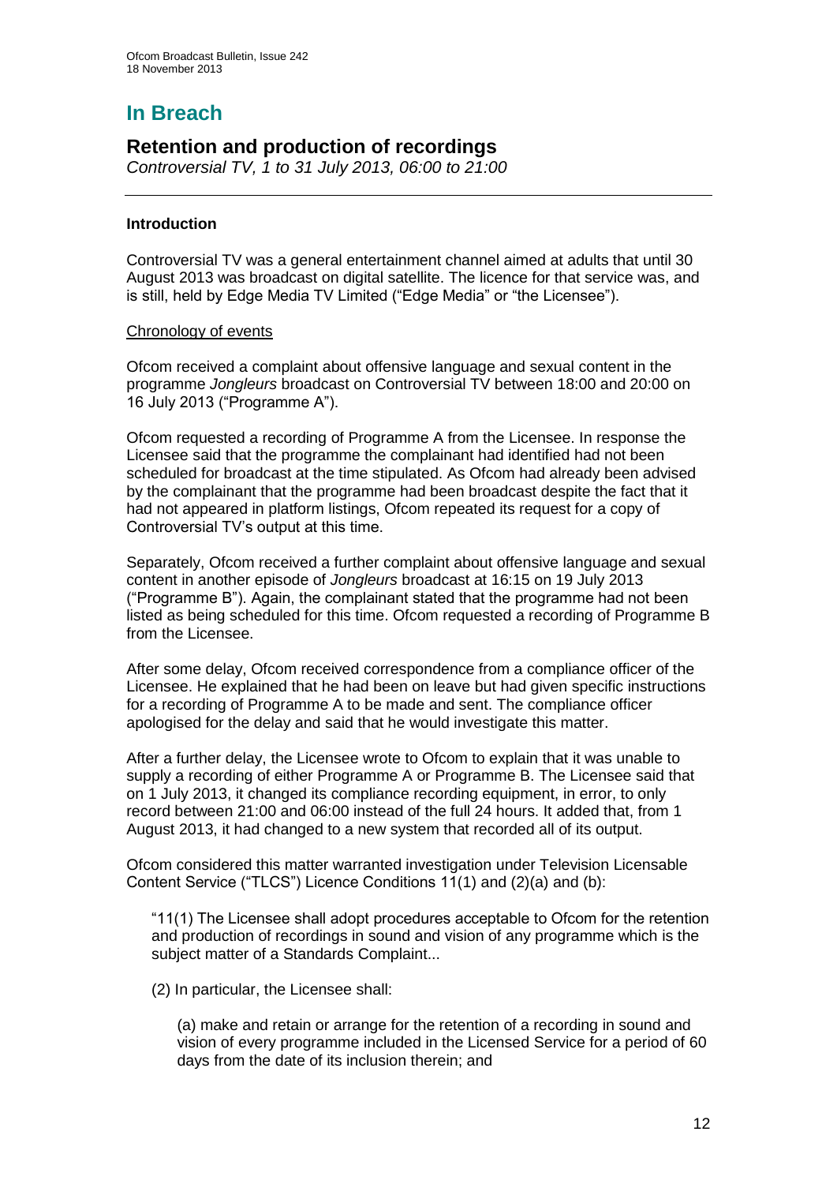# In Breach

## Retention and production of recordings

*Controversial TV, 1 to 31 July 2013, 06:00 to 21:00*

---

### Introduction

Controversial TV was a general entertainment channel aimed at adults that until 30 August 2013 was broadcast on digital satellite. The licence for that service was, and is still, held by Edge Media TV Limited ("Edge Media" or "the Licensee").

Chronology of events

Ofcom received a complaint about offensive language and sexual content in the programme *Jongleurs* broadcast on Controversial TV between 18:00 and 20:00 on 16 July 2013 ("Programme A").

Ofcom requested a recording of Programme A from the Licensee. In response the Licensee said that the programme the complainant had identified had not been scheduled for broadcast at the time stipulated. As Ofcom had already been advised by the complainant that the programme had been broadcast despite the fact that it had not appeared in platform listings, Ofcom repeated its request for a copy of Controversial TV's output at this time.

Separately, Ofcom received a further complaint about offensive language and sexual content in another episode of *Jongleurs* broadcast at 16:15 on 19 July 2013 ("Programme B"). Again, the complainant stated that the programme had not been listed as being scheduled for this time. Ofcom requested a recording of Programme B from the Licensee.

After some delay, Ofcom received correspondence from a compliance officer of the Licensee. He explained that he had been on leave but had given specific instructions for a recording of Programme A to be made and sent. The compliance officer apologised for the delay and said that he would investigate this matter.

After a further delay, the Licensee wrote to Ofcom to explain that it was unable to supply a recording of either Programme A or Programme B. The Licensee said that on 1 July 2013, it changed its compliance recording equipment, in error, to only record between 21:00 and 06:00 instead of the full 24 hours. It added that, from 1 August 2013, it had changed to a new system that recorded all of its output.

Ofcom considered this matter warranted investigation under Television Licensable Content Service ("TLCS") Licence Conditions 11(1) and (2)(a) and (b):

> "11(1) The Licensee shall adopt procedures acceptable to Ofcom for the retention and production of recordings in sound and vision of any programme which is the subject matter of a Standards Complaint...
>
> (2) In particular, the Licensee shall:
>
> > (a) make and retain or arrange for the retention of a recording in sound and vision of every programme included in the Licensed Service for a period of 60 days from the date of its inclusion therein; and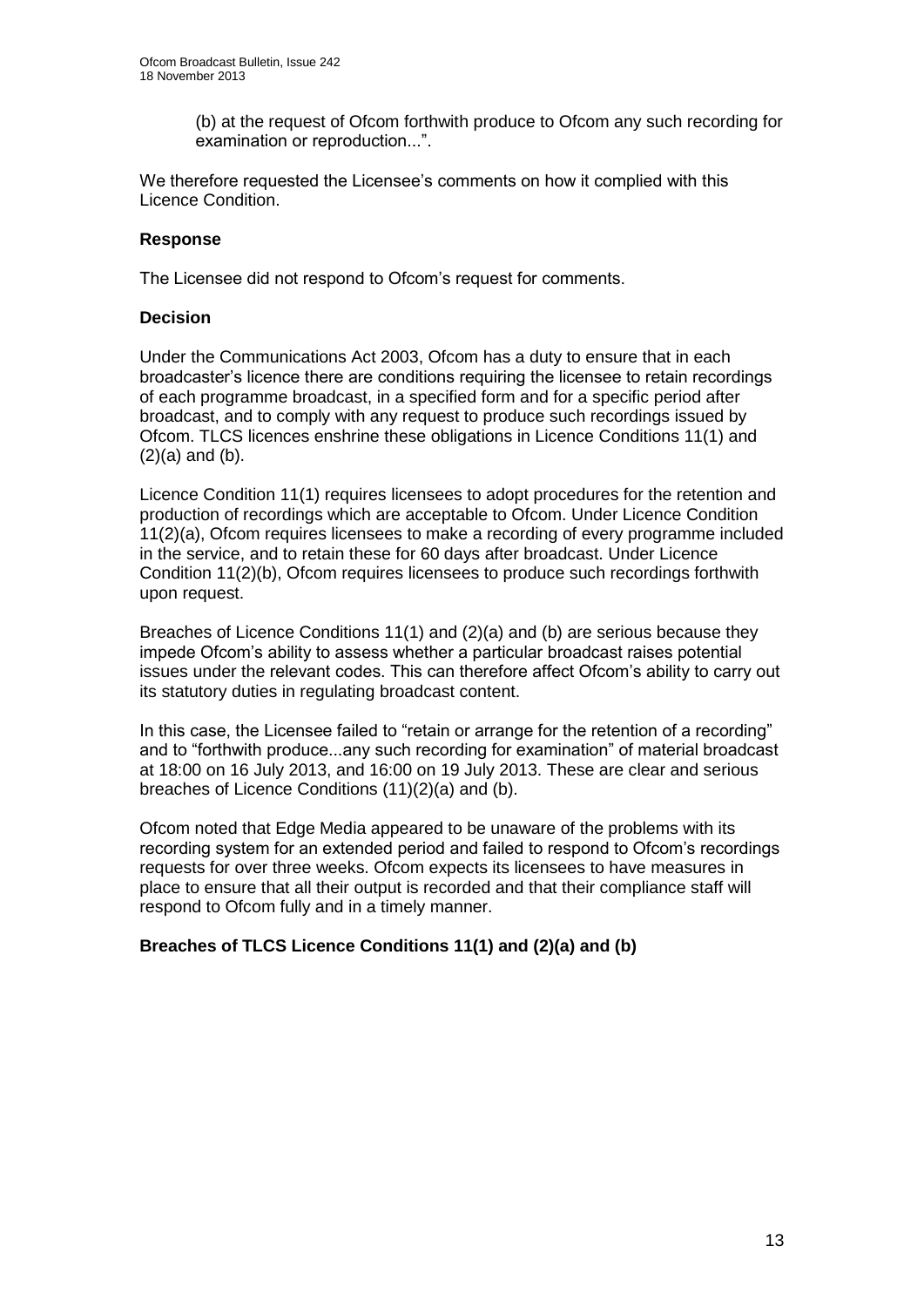(b) at the request of Ofcom forthwith produce to Ofcom any such recording for examination or reproduction...".

We therefore requested the Licensee's comments on how it complied with this Licence Condition.

### Response

The Licensee did not respond to Ofcom's request for comments.

### Decision

Under the Communications Act 2003, Ofcom has a duty to ensure that in each broadcaster's licence there are conditions requiring the licensee to retain recordings of each programme broadcast, in a specified form and for a specific period after broadcast, and to comply with any request to produce such recordings issued by Ofcom. TLCS licences enshrine these obligations in Licence Conditions 11(1) and (2)(a) and (b).

Licence Condition 11(1) requires licensees to adopt procedures for the retention and production of recordings which are acceptable to Ofcom. Under Licence Condition 11(2)(a), Ofcom requires licensees to make a recording of every programme included in the service, and to retain these for 60 days after broadcast. Under Licence Condition 11(2)(b), Ofcom requires licensees to produce such recordings forthwith upon request.

Breaches of Licence Conditions 11(1) and (2)(a) and (b) are serious because they impede Ofcom's ability to assess whether a particular broadcast raises potential issues under the relevant codes. This can therefore affect Ofcom's ability to carry out its statutory duties in regulating broadcast content.

In this case, the Licensee failed to "retain or arrange for the retention of a recording" and to "forthwith produce...any such recording for examination" of material broadcast at 18:00 on 16 July 2013, and 16:00 on 19 July 2013. These are clear and serious breaches of Licence Conditions (11)(2)(a) and (b).

Ofcom noted that Edge Media appeared to be unaware of the problems with its recording system for an extended period and failed to respond to Ofcom's recordings requests for over three weeks. Ofcom expects its licensees to have measures in place to ensure that all their output is recorded and that their compliance staff will respond to Ofcom fully and in a timely manner.

**Breaches of TLCS Licence Conditions 11(1) and (2)(a) and (b)**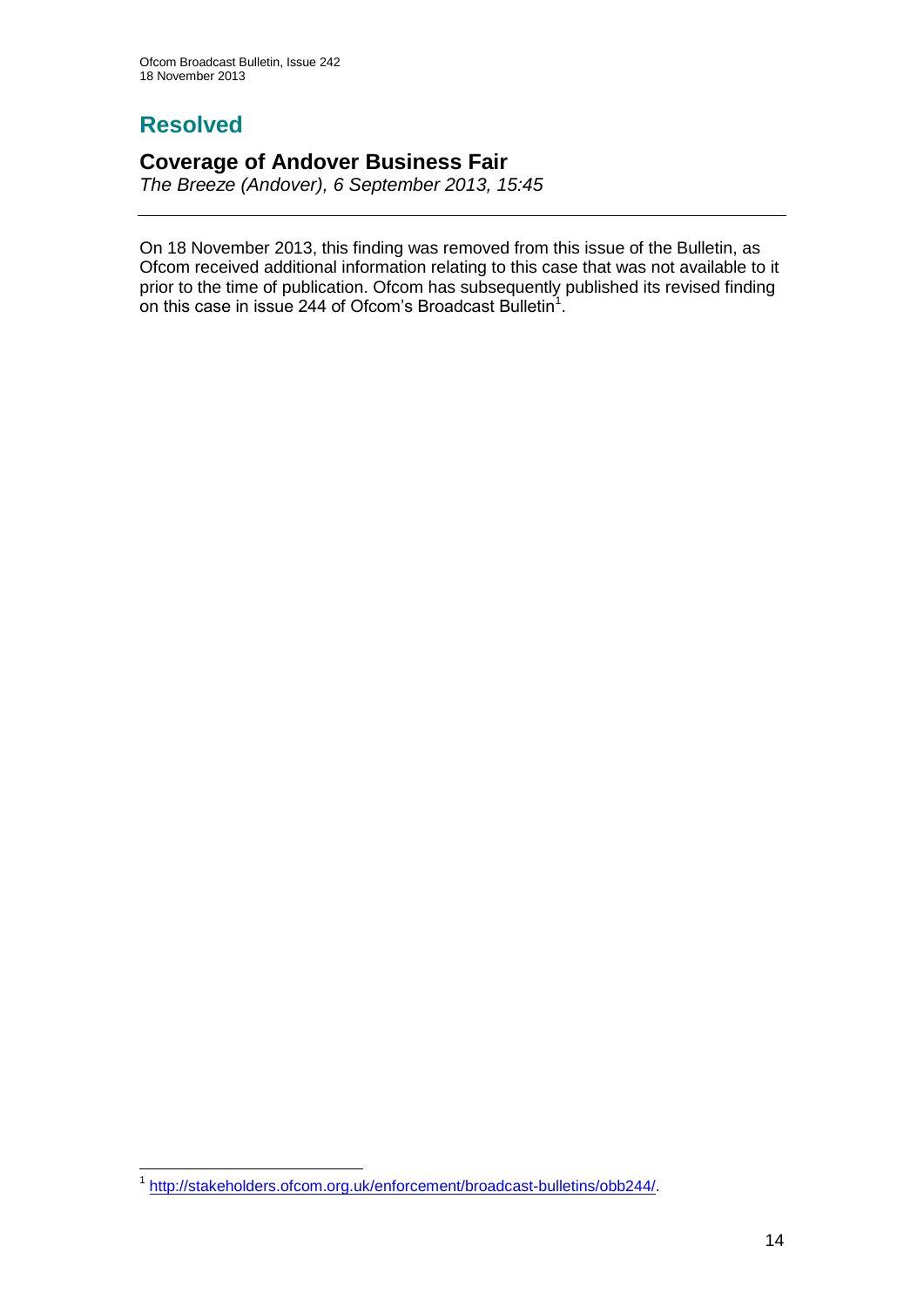# Resolved

## Coverage of Andover Business Fair

*The Breeze (Andover), 6 September 2013, 15:45*

---

On 18 November 2013, this finding was removed from this issue of the Bulletin, as Ofcom received additional information relating to this case that was not available to it prior to the time of publication. Ofcom has subsequently published its revised finding on this case in issue 244 of Ofcom's Broadcast Bulletin[1].

---

[1] http://stakeholders.ofcom.org.uk/enforcement/broadcast-bulletins/obb244/.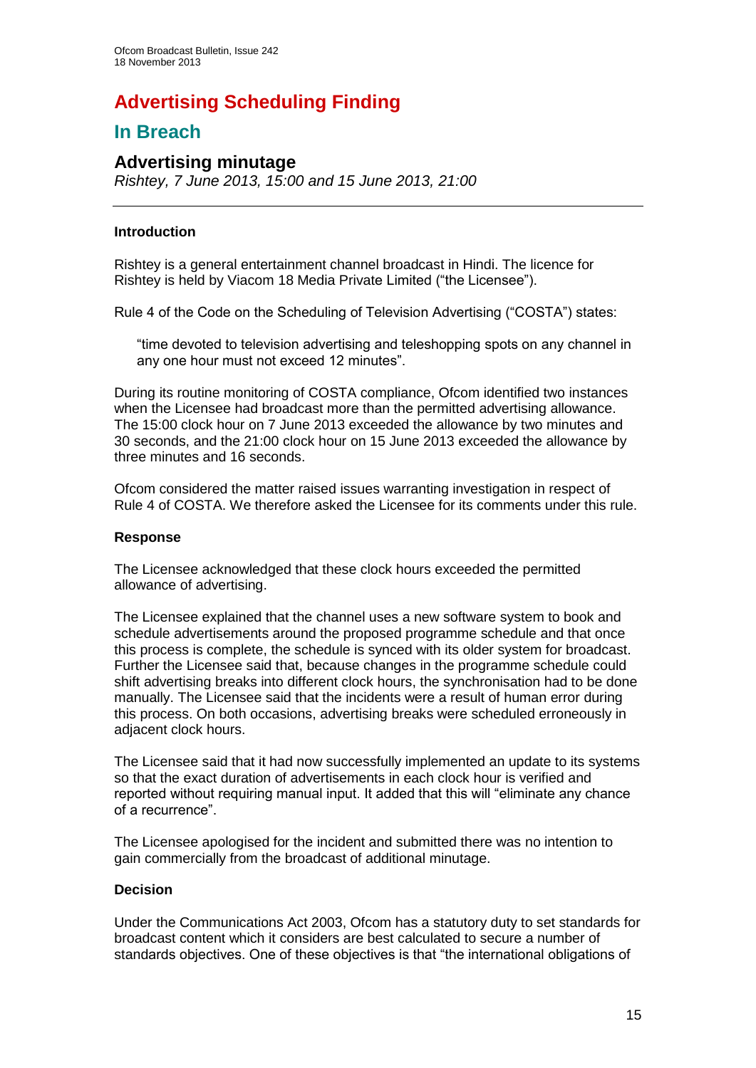# Advertising Scheduling Finding

## In Breach

### Advertising minutage

*Rishtey, 7 June 2013, 15:00 and 15 June 2013, 21:00*

---

**Introduction**

Rishtey is a general entertainment channel broadcast in Hindi. The licence for Rishtey is held by Viacom 18 Media Private Limited ("the Licensee").

Rule 4 of the Code on the Scheduling of Television Advertising ("COSTA") states:

> "time devoted to television advertising and teleshopping spots on any channel in any one hour must not exceed 12 minutes".

During its routine monitoring of COSTA compliance, Ofcom identified two instances when the Licensee had broadcast more than the permitted advertising allowance. The 15:00 clock hour on 7 June 2013 exceeded the allowance by two minutes and 30 seconds, and the 21:00 clock hour on 15 June 2013 exceeded the allowance by three minutes and 16 seconds.

Ofcom considered the matter raised issues warranting investigation in respect of Rule 4 of COSTA. We therefore asked the Licensee for its comments under this rule.

**Response**

The Licensee acknowledged that these clock hours exceeded the permitted allowance of advertising.

The Licensee explained that the channel uses a new software system to book and schedule advertisements around the proposed programme schedule and that once this process is complete, the schedule is synced with its older system for broadcast. Further the Licensee said that, because changes in the programme schedule could shift advertising breaks into different clock hours, the synchronisation had to be done manually. The Licensee said that the incidents were a result of human error during this process. On both occasions, advertising breaks were scheduled erroneously in adjacent clock hours.

The Licensee said that it had now successfully implemented an update to its systems so that the exact duration of advertisements in each clock hour is verified and reported without requiring manual input. It added that this will "eliminate any chance of a recurrence".

The Licensee apologised for the incident and submitted there was no intention to gain commercially from the broadcast of additional minutage.

**Decision**

Under the Communications Act 2003, Ofcom has a statutory duty to set standards for broadcast content which it considers are best calculated to secure a number of standards objectives. One of these objectives is that "the international obligations of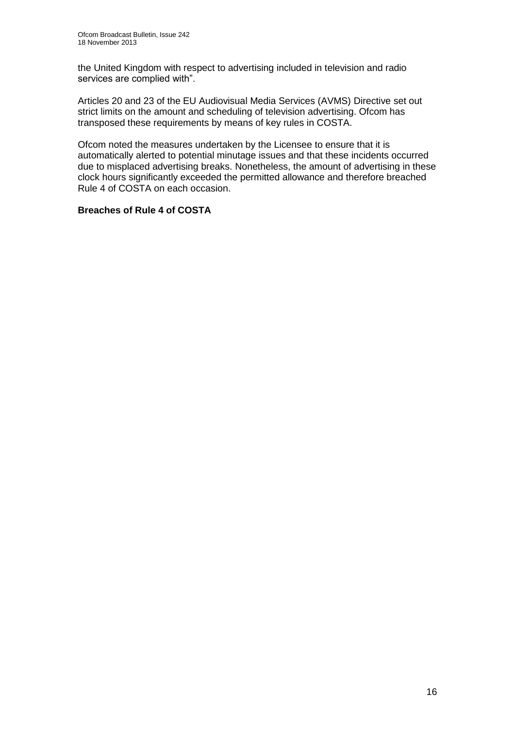the United Kingdom with respect to advertising included in television and radio services are complied with".

Articles 20 and 23 of the EU Audiovisual Media Services (AVMS) Directive set out strict limits on the amount and scheduling of television advertising. Ofcom has transposed these requirements by means of key rules in COSTA.

Ofcom noted the measures undertaken by the Licensee to ensure that it is automatically alerted to potential minutage issues and that these incidents occurred due to misplaced advertising breaks. Nonetheless, the amount of advertising in these clock hours significantly exceeded the permitted allowance and therefore breached Rule 4 of COSTA on each occasion.

**Breaches of Rule 4 of COSTA**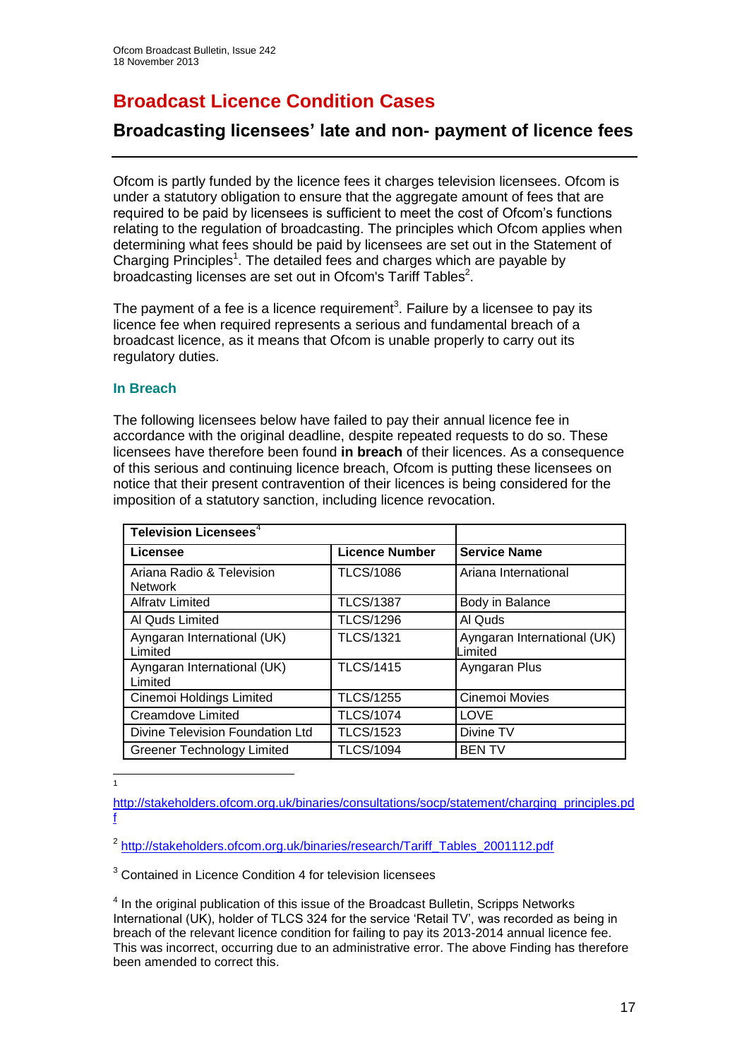# Broadcast Licence Condition Cases

## Broadcasting licensees' late and non- payment of licence fees

Ofcom is partly funded by the licence fees it charges television licensees. Ofcom is under a statutory obligation to ensure that the aggregate amount of fees that are required to be paid by licensees is sufficient to meet the cost of Ofcom's functions relating to the regulation of broadcasting. The principles which Ofcom applies when determining what fees should be paid by licensees are set out in the Statement of Charging Principles[1]. The detailed fees and charges which are payable by broadcasting licenses are set out in Ofcom's Tariff Tables[2].

The payment of a fee is a licence requirement[3]. Failure by a licensee to pay its licence fee when required represents a serious and fundamental breach of a broadcast licence, as it means that Ofcom is unable properly to carry out its regulatory duties.

### In Breach

The following licensees below have failed to pay their annual licence fee in accordance with the original deadline, despite repeated requests to do so. These licensees have therefore been found **in breach** of their licences. As a consequence of this serious and continuing licence breach, Ofcom is putting these licensees on notice that their present contravention of their licences is being considered for the imposition of a statutory sanction, including licence revocation.

| Television Licensees[4] | | |
|---|---|---|
| **Licensee** | **Licence Number** | **Service Name** |
| Ariana Radio & Television Network | TLCS/1086 | Ariana International |
| Alfratv Limited | TLCS/1387 | Body in Balance |
| Al Quds Limited | TLCS/1296 | Al Quds |
| Ayngaran International (UK) Limited | TLCS/1321 | Ayngaran International (UK) Limited |
| Ayngaran International (UK) Limited | TLCS/1415 | Ayngaran Plus |
| Cinemoi Holdings Limited | TLCS/1255 | Cinemoi Movies |
| Creamdove Limited | TLCS/1074 | LOVE |
| Divine Television Foundation Ltd | TLCS/1523 | Divine TV |
| Greener Technology Limited | TLCS/1094 | BEN TV |

[1] http://stakeholders.ofcom.org.uk/binaries/consultations/socp/statement/charging_principles.pdf

[2] http://stakeholders.ofcom.org.uk/binaries/research/Tariff_Tables_2001112.pdf

[3] Contained in Licence Condition 4 for television licensees

[4] In the original publication of this issue of the Broadcast Bulletin, Scripps Networks International (UK), holder of TLCS 324 for the service 'Retail TV', was recorded as being in breach of the relevant licence condition for failing to pay its 2013-2014 annual licence fee. This was incorrect, occurring due to an administrative error. The above Finding has therefore been amended to correct this.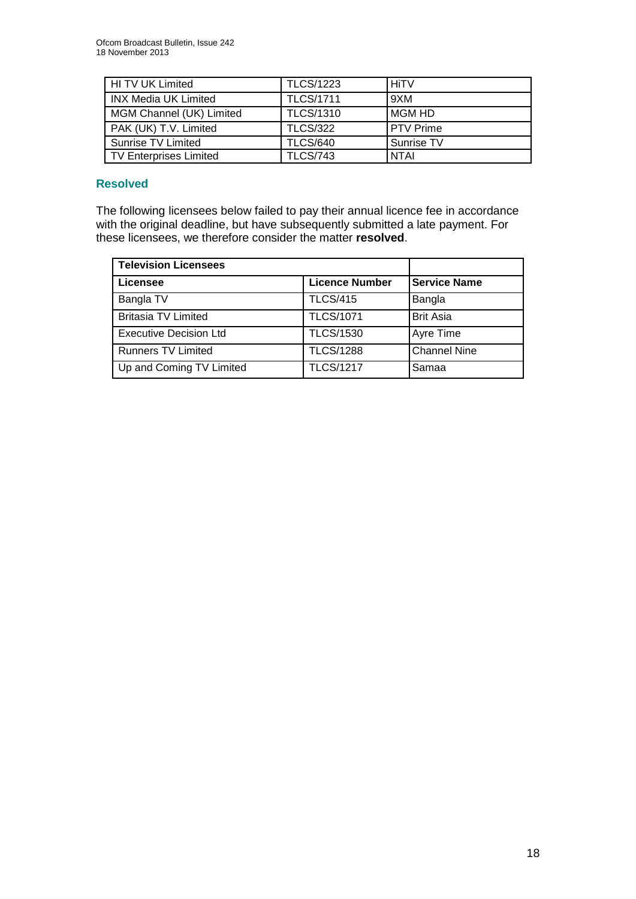| | | |
|---|---|---|
| HI TV UK Limited | TLCS/1223 | HiTV |
| INX Media UK Limited | TLCS/1711 | 9XM |
| MGM Channel (UK) Limited | TLCS/1310 | MGM HD |
| PAK (UK) T.V. Limited | TLCS/322 | PTV Prime |
| Sunrise TV Limited | TLCS/640 | Sunrise TV |
| TV Enterprises Limited | TLCS/743 | NTAI |

## Resolved

The following licensees below failed to pay their annual licence fee in accordance with the original deadline, but have subsequently submitted a late payment. For these licensees, we therefore consider the matter **resolved**.

| **Television Licensees** | | |
|---|---|---|
| **Licensee** | **Licence Number** | **Service Name** |
| Bangla TV | TLCS/415 | Bangla |
| Britasia TV Limited | TLCS/1071 | Brit Asia |
| Executive Decision Ltd | TLCS/1530 | Ayre Time |
| Runners TV Limited | TLCS/1288 | Channel Nine |
| Up and Coming TV Limited | TLCS/1217 | Samaa |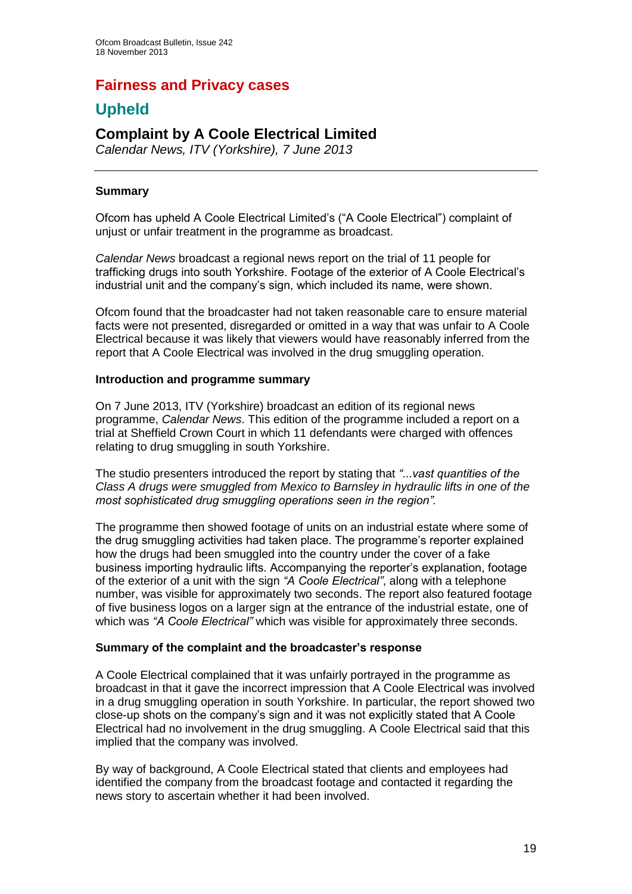# Fairness and Privacy cases

## Upheld

### Complaint by A Coole Electrical Limited

*Calendar News, ITV (Yorkshire), 7 June 2013*

---

**Summary**

Ofcom has upheld A Coole Electrical Limited's ("A Coole Electrical") complaint of unjust or unfair treatment in the programme as broadcast.

*Calendar News* broadcast a regional news report on the trial of 11 people for trafficking drugs into south Yorkshire. Footage of the exterior of A Coole Electrical's industrial unit and the company's sign, which included its name, were shown.

Ofcom found that the broadcaster had not taken reasonable care to ensure material facts were not presented, disregarded or omitted in a way that was unfair to A Coole Electrical because it was likely that viewers would have reasonably inferred from the report that A Coole Electrical was involved in the drug smuggling operation.

**Introduction and programme summary**

On 7 June 2013, ITV (Yorkshire) broadcast an edition of its regional news programme, *Calendar News*. This edition of the programme included a report on a trial at Sheffield Crown Court in which 11 defendants were charged with offences relating to drug smuggling in south Yorkshire.

The studio presenters introduced the report by stating that *"...vast quantities of the Class A drugs were smuggled from Mexico to Barnsley in hydraulic lifts in one of the most sophisticated drug smuggling operations seen in the region".*

The programme then showed footage of units on an industrial estate where some of the drug smuggling activities had taken place. The programme's reporter explained how the drugs had been smuggled into the country under the cover of a fake business importing hydraulic lifts. Accompanying the reporter's explanation, footage of the exterior of a unit with the sign *"A Coole Electrical"*, along with a telephone number, was visible for approximately two seconds. The report also featured footage of five business logos on a larger sign at the entrance of the industrial estate, one of which was *"A Coole Electrical"* which was visible for approximately three seconds.

**Summary of the complaint and the broadcaster's response**

A Coole Electrical complained that it was unfairly portrayed in the programme as broadcast in that it gave the incorrect impression that A Coole Electrical was involved in a drug smuggling operation in south Yorkshire. In particular, the report showed two close-up shots on the company's sign and it was not explicitly stated that A Coole Electrical had no involvement in the drug smuggling. A Coole Electrical said that this implied that the company was involved.

By way of background, A Coole Electrical stated that clients and employees had identified the company from the broadcast footage and contacted it regarding the news story to ascertain whether it had been involved.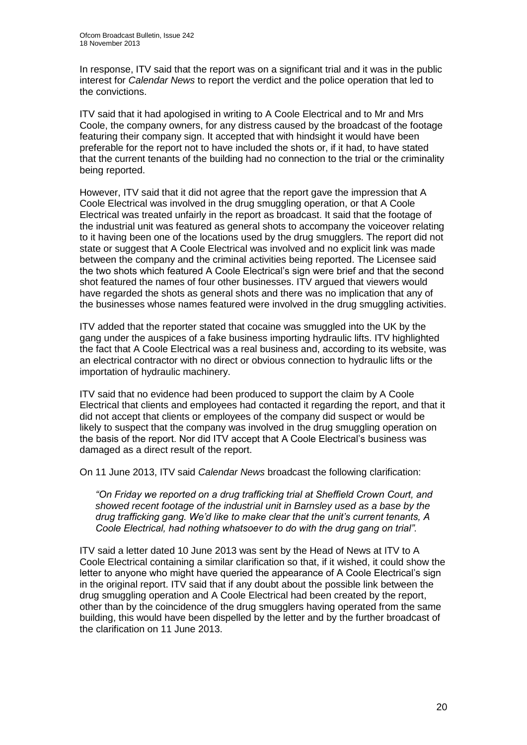In response, ITV said that the report was on a significant trial and it was in the public interest for *Calendar News* to report the verdict and the police operation that led to the convictions.

ITV said that it had apologised in writing to A Coole Electrical and to Mr and Mrs Coole, the company owners, for any distress caused by the broadcast of the footage featuring their company sign. It accepted that with hindsight it would have been preferable for the report not to have included the shots or, if it had, to have stated that the current tenants of the building had no connection to the trial or the criminality being reported.

However, ITV said that it did not agree that the report gave the impression that A Coole Electrical was involved in the drug smuggling operation, or that A Coole Electrical was treated unfairly in the report as broadcast. It said that the footage of the industrial unit was featured as general shots to accompany the voiceover relating to it having been one of the locations used by the drug smugglers. The report did not state or suggest that A Coole Electrical was involved and no explicit link was made between the company and the criminal activities being reported. The Licensee said the two shots which featured A Coole Electrical's sign were brief and that the second shot featured the names of four other businesses. ITV argued that viewers would have regarded the shots as general shots and there was no implication that any of the businesses whose names featured were involved in the drug smuggling activities.

ITV added that the reporter stated that cocaine was smuggled into the UK by the gang under the auspices of a fake business importing hydraulic lifts. ITV highlighted the fact that A Coole Electrical was a real business and, according to its website, was an electrical contractor with no direct or obvious connection to hydraulic lifts or the importation of hydraulic machinery.

ITV said that no evidence had been produced to support the claim by A Coole Electrical that clients and employees had contacted it regarding the report, and that it did not accept that clients or employees of the company did suspect or would be likely to suspect that the company was involved in the drug smuggling operation on the basis of the report. Nor did ITV accept that A Coole Electrical's business was damaged as a direct result of the report.

On 11 June 2013, ITV said *Calendar News* broadcast the following clarification:

> *"On Friday we reported on a drug trafficking trial at Sheffield Crown Court, and showed recent footage of the industrial unit in Barnsley used as a base by the drug trafficking gang. We'd like to make clear that the unit's current tenants, A Coole Electrical, had nothing whatsoever to do with the drug gang on trial".*

ITV said a letter dated 10 June 2013 was sent by the Head of News at ITV to A Coole Electrical containing a similar clarification so that, if it wished, it could show the letter to anyone who might have queried the appearance of A Coole Electrical's sign in the original report. ITV said that if any doubt about the possible link between the drug smuggling operation and A Coole Electrical had been created by the report, other than by the coincidence of the drug smugglers having operated from the same building, this would have been dispelled by the letter and by the further broadcast of the clarification on 11 June 2013.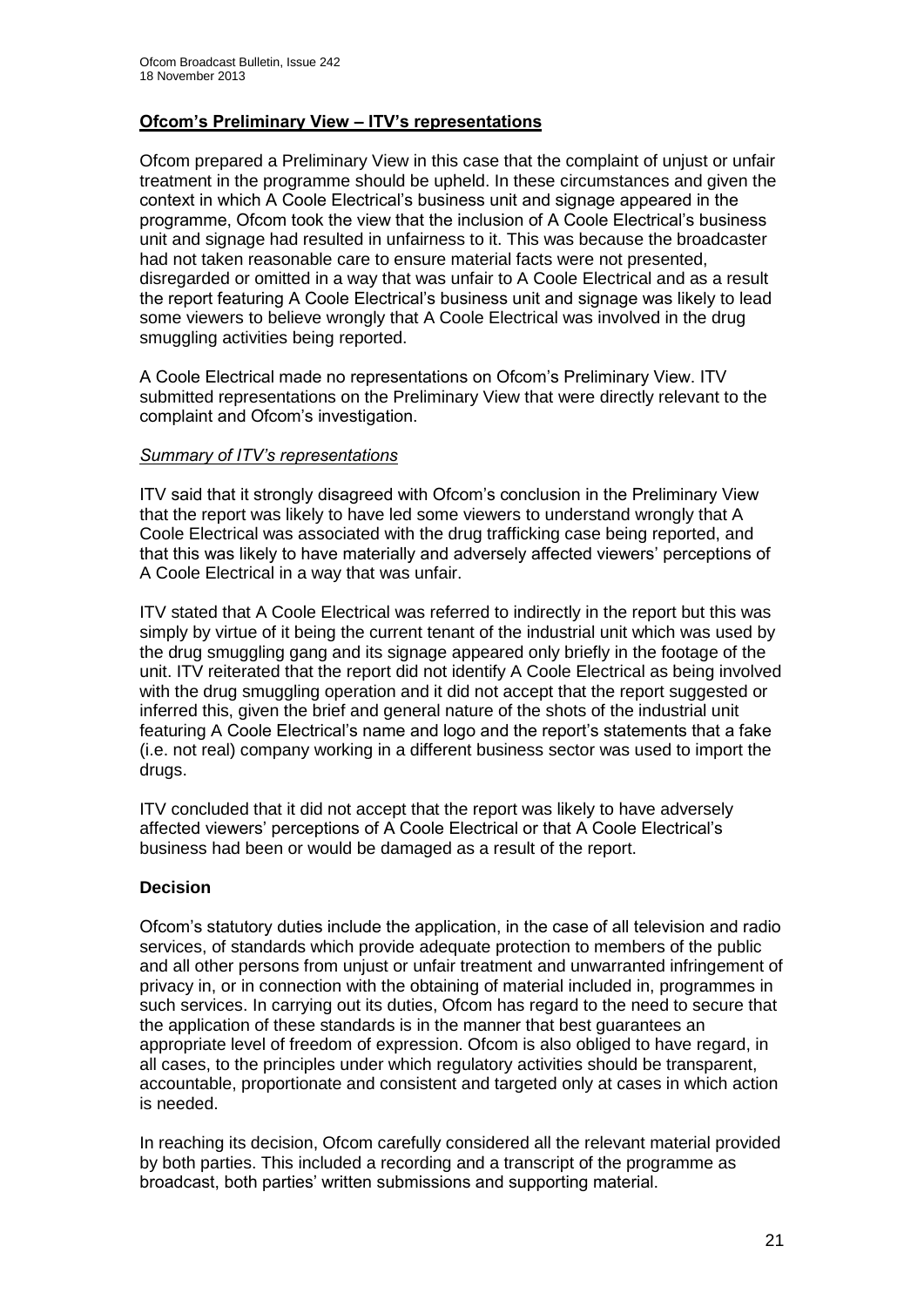## Ofcom's Preliminary View – ITV's representations

Ofcom prepared a Preliminary View in this case that the complaint of unjust or unfair treatment in the programme should be upheld. In these circumstances and given the context in which A Coole Electrical's business unit and signage appeared in the programme, Ofcom took the view that the inclusion of A Coole Electrical's business unit and signage had resulted in unfairness to it. This was because the broadcaster had not taken reasonable care to ensure material facts were not presented, disregarded or omitted in a way that was unfair to A Coole Electrical and as a result the report featuring A Coole Electrical's business unit and signage was likely to lead some viewers to believe wrongly that A Coole Electrical was involved in the drug smuggling activities being reported.

A Coole Electrical made no representations on Ofcom's Preliminary View. ITV submitted representations on the Preliminary View that were directly relevant to the complaint and Ofcom's investigation.

*Summary of ITV's representations*

ITV said that it strongly disagreed with Ofcom's conclusion in the Preliminary View that the report was likely to have led some viewers to understand wrongly that A Coole Electrical was associated with the drug trafficking case being reported, and that this was likely to have materially and adversely affected viewers' perceptions of A Coole Electrical in a way that was unfair.

ITV stated that A Coole Electrical was referred to indirectly in the report but this was simply by virtue of it being the current tenant of the industrial unit which was used by the drug smuggling gang and its signage appeared only briefly in the footage of the unit. ITV reiterated that the report did not identify A Coole Electrical as being involved with the drug smuggling operation and it did not accept that the report suggested or inferred this, given the brief and general nature of the shots of the industrial unit featuring A Coole Electrical's name and logo and the report's statements that a fake (i.e. not real) company working in a different business sector was used to import the drugs.

ITV concluded that it did not accept that the report was likely to have adversely affected viewers' perceptions of A Coole Electrical or that A Coole Electrical's business had been or would be damaged as a result of the report.

### Decision

Ofcom's statutory duties include the application, in the case of all television and radio services, of standards which provide adequate protection to members of the public and all other persons from unjust or unfair treatment and unwarranted infringement of privacy in, or in connection with the obtaining of material included in, programmes in such services. In carrying out its duties, Ofcom has regard to the need to secure that the application of these standards is in the manner that best guarantees an appropriate level of freedom of expression. Ofcom is also obliged to have regard, in all cases, to the principles under which regulatory activities should be transparent, accountable, proportionate and consistent and targeted only at cases in which action is needed.

In reaching its decision, Ofcom carefully considered all the relevant material provided by both parties. This included a recording and a transcript of the programme as broadcast, both parties' written submissions and supporting material.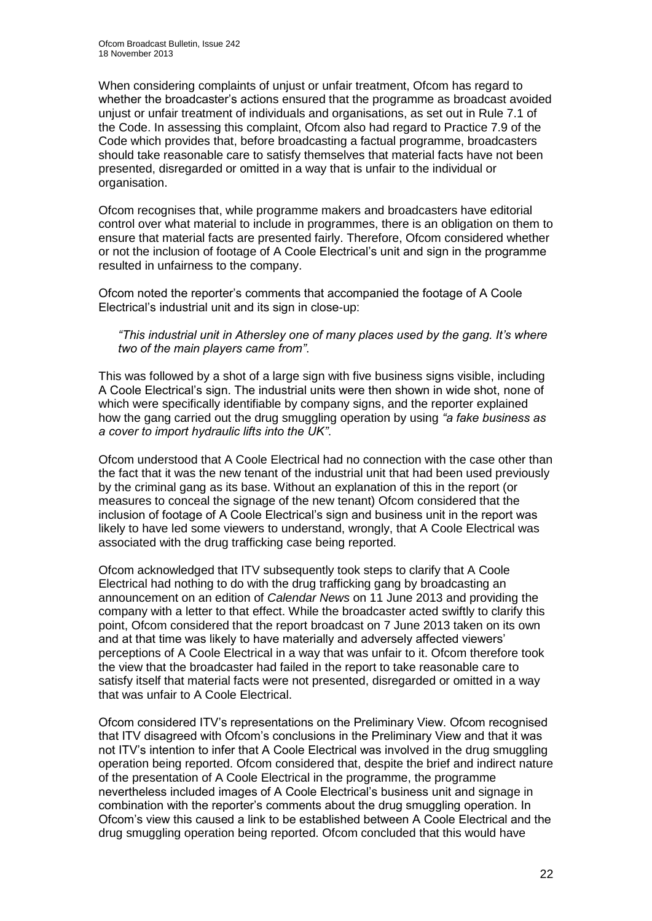When considering complaints of unjust or unfair treatment, Ofcom has regard to whether the broadcaster's actions ensured that the programme as broadcast avoided unjust or unfair treatment of individuals and organisations, as set out in Rule 7.1 of the Code. In assessing this complaint, Ofcom also had regard to Practice 7.9 of the Code which provides that, before broadcasting a factual programme, broadcasters should take reasonable care to satisfy themselves that material facts have not been presented, disregarded or omitted in a way that is unfair to the individual or organisation.

Ofcom recognises that, while programme makers and broadcasters have editorial control over what material to include in programmes, there is an obligation on them to ensure that material facts are presented fairly. Therefore, Ofcom considered whether or not the inclusion of footage of A Coole Electrical's unit and sign in the programme resulted in unfairness to the company.

Ofcom noted the reporter's comments that accompanied the footage of A Coole Electrical's industrial unit and its sign in close-up:

> *"This industrial unit in Athersley one of many places used by the gang. It's where two of the main players came from"*.

This was followed by a shot of a large sign with five business signs visible, including A Coole Electrical's sign. The industrial units were then shown in wide shot, none of which were specifically identifiable by company signs, and the reporter explained how the gang carried out the drug smuggling operation by using *"a fake business as a cover to import hydraulic lifts into the UK"*.

Ofcom understood that A Coole Electrical had no connection with the case other than the fact that it was the new tenant of the industrial unit that had been used previously by the criminal gang as its base. Without an explanation of this in the report (or measures to conceal the signage of the new tenant) Ofcom considered that the inclusion of footage of A Coole Electrical's sign and business unit in the report was likely to have led some viewers to understand, wrongly, that A Coole Electrical was associated with the drug trafficking case being reported.

Ofcom acknowledged that ITV subsequently took steps to clarify that A Coole Electrical had nothing to do with the drug trafficking gang by broadcasting an announcement on an edition of *Calendar News* on 11 June 2013 and providing the company with a letter to that effect. While the broadcaster acted swiftly to clarify this point, Ofcom considered that the report broadcast on 7 June 2013 taken on its own and at that time was likely to have materially and adversely affected viewers' perceptions of A Coole Electrical in a way that was unfair to it. Ofcom therefore took the view that the broadcaster had failed in the report to take reasonable care to satisfy itself that material facts were not presented, disregarded or omitted in a way that was unfair to A Coole Electrical.

Ofcom considered ITV's representations on the Preliminary View. Ofcom recognised that ITV disagreed with Ofcom's conclusions in the Preliminary View and that it was not ITV's intention to infer that A Coole Electrical was involved in the drug smuggling operation being reported. Ofcom considered that, despite the brief and indirect nature of the presentation of A Coole Electrical in the programme, the programme nevertheless included images of A Coole Electrical's business unit and signage in combination with the reporter's comments about the drug smuggling operation. In Ofcom's view this caused a link to be established between A Coole Electrical and the drug smuggling operation being reported. Ofcom concluded that this would have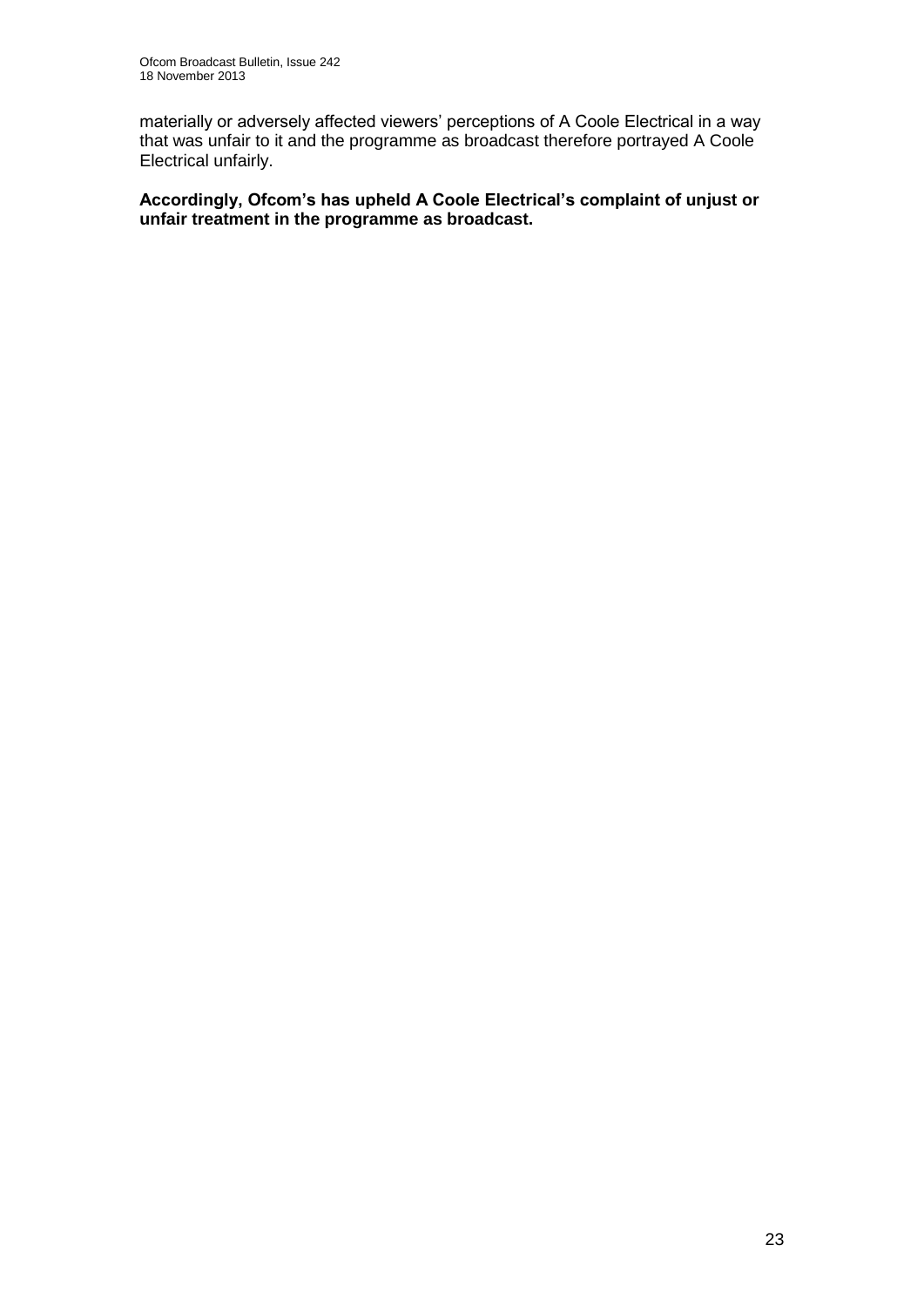materially or adversely affected viewers' perceptions of A Coole Electrical in a way that was unfair to it and the programme as broadcast therefore portrayed A Coole Electrical unfairly.

**Accordingly, Ofcom's has upheld A Coole Electrical's complaint of unjust or unfair treatment in the programme as broadcast.**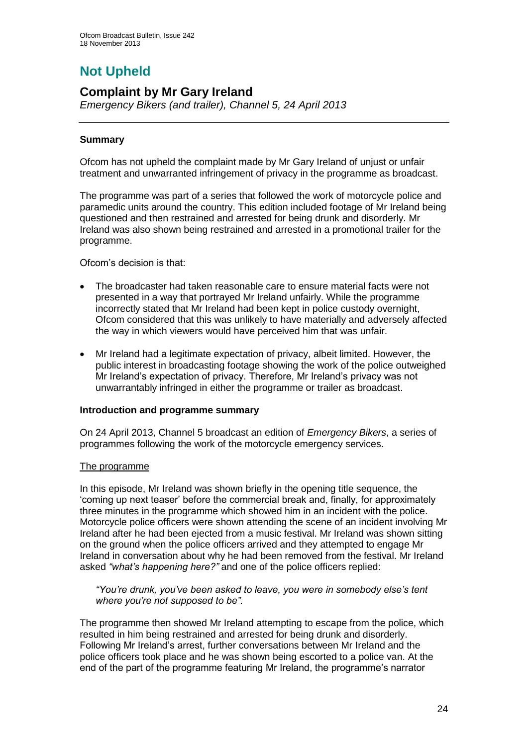# Not Upheld

## Complaint by Mr Gary Ireland

*Emergency Bikers (and trailer), Channel 5, 24 April 2013*

---

### Summary

Ofcom has not upheld the complaint made by Mr Gary Ireland of unjust or unfair treatment and unwarranted infringement of privacy in the programme as broadcast.

The programme was part of a series that followed the work of motorcycle police and paramedic units around the country. This edition included footage of Mr Ireland being questioned and then restrained and arrested for being drunk and disorderly. Mr Ireland was also shown being restrained and arrested in a promotional trailer for the programme.

Ofcom's decision is that:

- The broadcaster had taken reasonable care to ensure material facts were not presented in a way that portrayed Mr Ireland unfairly. While the programme incorrectly stated that Mr Ireland had been kept in police custody overnight, Ofcom considered that this was unlikely to have materially and adversely affected the way in which viewers would have perceived him that was unfair.
- Mr Ireland had a legitimate expectation of privacy, albeit limited. However, the public interest in broadcasting footage showing the work of the police outweighed Mr Ireland's expectation of privacy. Therefore, Mr Ireland's privacy was not unwarrantably infringed in either the programme or trailer as broadcast.

### Introduction and programme summary

On 24 April 2013, Channel 5 broadcast an edition of *Emergency Bikers*, a series of programmes following the work of the motorcycle emergency services.

#### The programme

In this episode, Mr Ireland was shown briefly in the opening title sequence, the 'coming up next teaser' before the commercial break and, finally, for approximately three minutes in the programme which showed him in an incident with the police. Motorcycle police officers were shown attending the scene of an incident involving Mr Ireland after he had been ejected from a music festival. Mr Ireland was shown sitting on the ground when the police officers arrived and they attempted to engage Mr Ireland in conversation about why he had been removed from the festival. Mr Ireland asked *"what's happening here?"* and one of the police officers replied:

> *"You're drunk, you've been asked to leave, you were in somebody else's tent where you're not supposed to be".*

The programme then showed Mr Ireland attempting to escape from the police, which resulted in him being restrained and arrested for being drunk and disorderly. Following Mr Ireland's arrest, further conversations between Mr Ireland and the police officers took place and he was shown being escorted to a police van. At the end of the part of the programme featuring Mr Ireland, the programme's narrator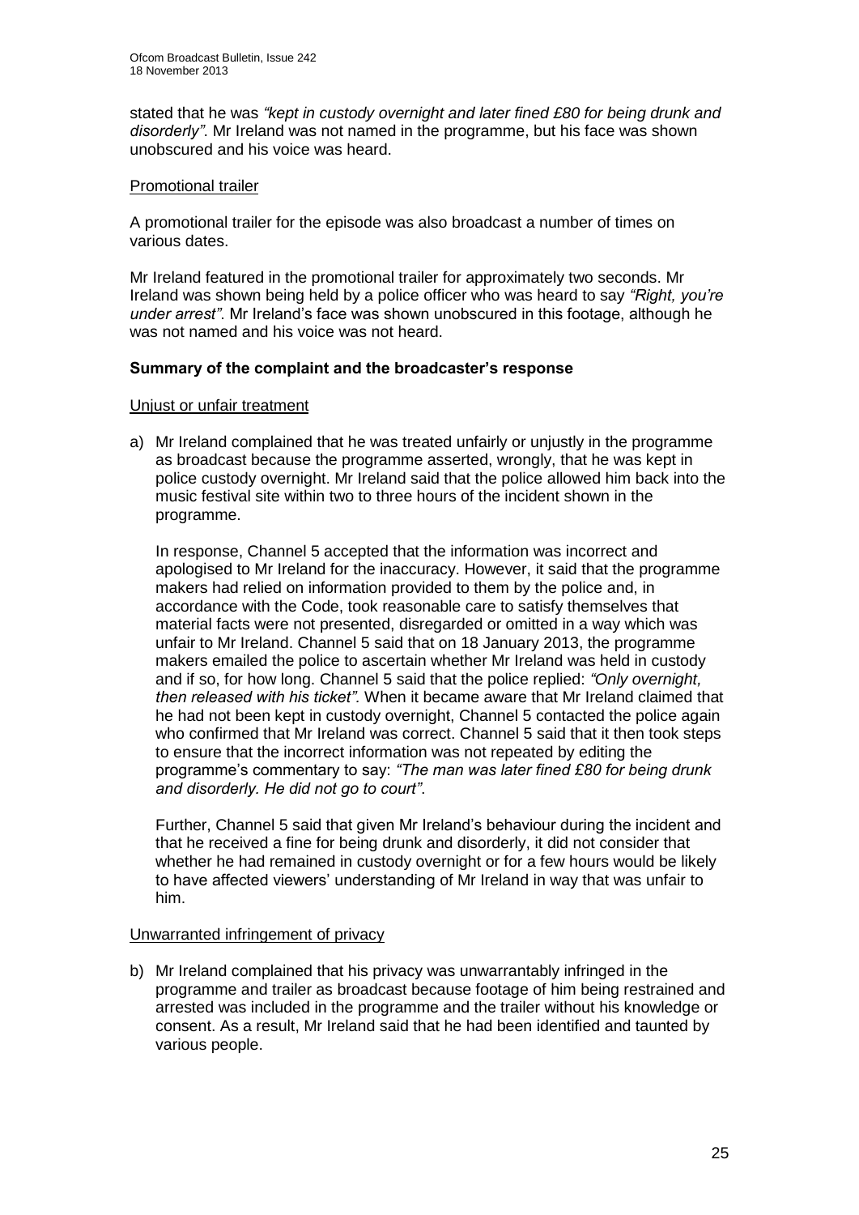stated that he was *"kept in custody overnight and later fined £80 for being drunk and disorderly"*. Mr Ireland was not named in the programme, but his face was shown unobscured and his voice was heard.

Promotional trailer

A promotional trailer for the episode was also broadcast a number of times on various dates.

Mr Ireland featured in the promotional trailer for approximately two seconds. Mr Ireland was shown being held by a police officer who was heard to say *"Right, you're under arrest"*. Mr Ireland's face was shown unobscured in this footage, although he was not named and his voice was not heard.

**Summary of the complaint and the broadcaster's response**

Unjust or unfair treatment

a) Mr Ireland complained that he was treated unfairly or unjustly in the programme as broadcast because the programme asserted, wrongly, that he was kept in police custody overnight. Mr Ireland said that the police allowed him back into the music festival site within two to three hours of the incident shown in the programme.

   In response, Channel 5 accepted that the information was incorrect and apologised to Mr Ireland for the inaccuracy. However, it said that the programme makers had relied on information provided to them by the police and, in accordance with the Code, took reasonable care to satisfy themselves that material facts were not presented, disregarded or omitted in a way which was unfair to Mr Ireland. Channel 5 said that on 18 January 2013, the programme makers emailed the police to ascertain whether Mr Ireland was held in custody and if so, for how long. Channel 5 said that the police replied: *"Only overnight, then released with his ticket"*. When it became aware that Mr Ireland claimed that he had not been kept in custody overnight, Channel 5 contacted the police again who confirmed that Mr Ireland was correct. Channel 5 said that it then took steps to ensure that the incorrect information was not repeated by editing the programme's commentary to say: *"The man was later fined £80 for being drunk and disorderly. He did not go to court"*.

   Further, Channel 5 said that given Mr Ireland's behaviour during the incident and that he received a fine for being drunk and disorderly, it did not consider that whether he had remained in custody overnight or for a few hours would be likely to have affected viewers' understanding of Mr Ireland in way that was unfair to him.

Unwarranted infringement of privacy

b) Mr Ireland complained that his privacy was unwarrantably infringed in the programme and trailer as broadcast because footage of him being restrained and arrested was included in the programme and the trailer without his knowledge or consent. As a result, Mr Ireland said that he had been identified and taunted by various people.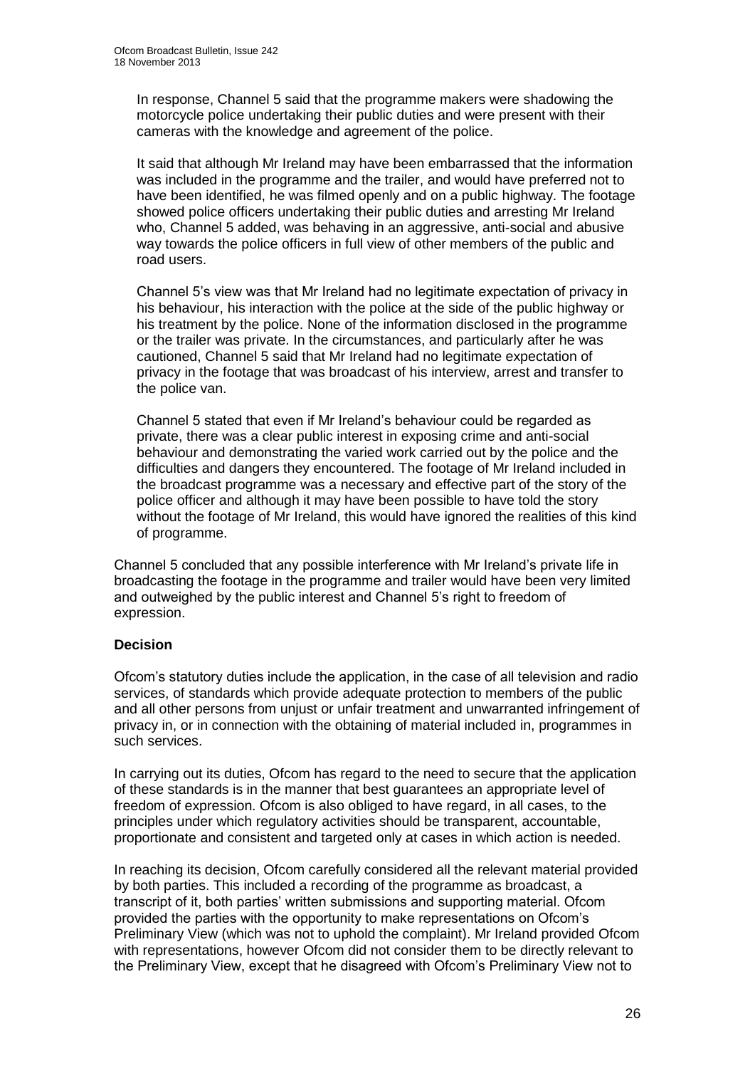In response, Channel 5 said that the programme makers were shadowing the motorcycle police undertaking their public duties and were present with their cameras with the knowledge and agreement of the police.

It said that although Mr Ireland may have been embarrassed that the information was included in the programme and the trailer, and would have preferred not to have been identified, he was filmed openly and on a public highway. The footage showed police officers undertaking their public duties and arresting Mr Ireland who, Channel 5 added, was behaving in an aggressive, anti-social and abusive way towards the police officers in full view of other members of the public and road users.

Channel 5's view was that Mr Ireland had no legitimate expectation of privacy in his behaviour, his interaction with the police at the side of the public highway or his treatment by the police. None of the information disclosed in the programme or the trailer was private. In the circumstances, and particularly after he was cautioned, Channel 5 said that Mr Ireland had no legitimate expectation of privacy in the footage that was broadcast of his interview, arrest and transfer to the police van.

Channel 5 stated that even if Mr Ireland's behaviour could be regarded as private, there was a clear public interest in exposing crime and anti-social behaviour and demonstrating the varied work carried out by the police and the difficulties and dangers they encountered. The footage of Mr Ireland included in the broadcast programme was a necessary and effective part of the story of the police officer and although it may have been possible to have told the story without the footage of Mr Ireland, this would have ignored the realities of this kind of programme.

Channel 5 concluded that any possible interference with Mr Ireland's private life in broadcasting the footage in the programme and trailer would have been very limited and outweighed by the public interest and Channel 5's right to freedom of expression.

**Decision**

Ofcom's statutory duties include the application, in the case of all television and radio services, of standards which provide adequate protection to members of the public and all other persons from unjust or unfair treatment and unwarranted infringement of privacy in, or in connection with the obtaining of material included in, programmes in such services.

In carrying out its duties, Ofcom has regard to the need to secure that the application of these standards is in the manner that best guarantees an appropriate level of freedom of expression. Ofcom is also obliged to have regard, in all cases, to the principles under which regulatory activities should be transparent, accountable, proportionate and consistent and targeted only at cases in which action is needed.

In reaching its decision, Ofcom carefully considered all the relevant material provided by both parties. This included a recording of the programme as broadcast, a transcript of it, both parties' written submissions and supporting material. Ofcom provided the parties with the opportunity to make representations on Ofcom's Preliminary View (which was not to uphold the complaint). Mr Ireland provided Ofcom with representations, however Ofcom did not consider them to be directly relevant to the Preliminary View, except that he disagreed with Ofcom's Preliminary View not to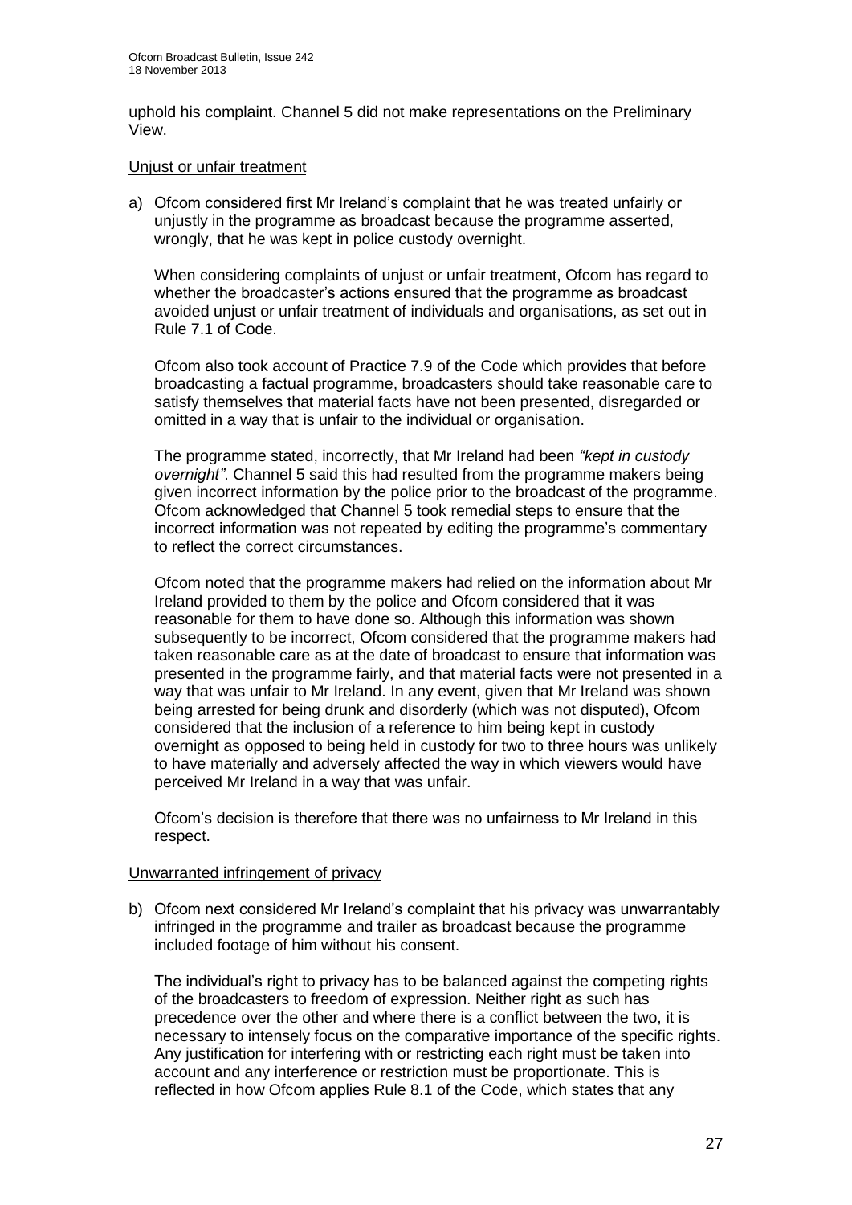uphold his complaint. Channel 5 did not make representations on the Preliminary View.

Unjust or unfair treatment

a) Ofcom considered first Mr Ireland's complaint that he was treated unfairly or unjustly in the programme as broadcast because the programme asserted, wrongly, that he was kept in police custody overnight.

   When considering complaints of unjust or unfair treatment, Ofcom has regard to whether the broadcaster's actions ensured that the programme as broadcast avoided unjust or unfair treatment of individuals and organisations, as set out in Rule 7.1 of Code.

   Ofcom also took account of Practice 7.9 of the Code which provides that before broadcasting a factual programme, broadcasters should take reasonable care to satisfy themselves that material facts have not been presented, disregarded or omitted in a way that is unfair to the individual or organisation.

   The programme stated, incorrectly, that Mr Ireland had been *"kept in custody overnight"*. Channel 5 said this had resulted from the programme makers being given incorrect information by the police prior to the broadcast of the programme. Ofcom acknowledged that Channel 5 took remedial steps to ensure that the incorrect information was not repeated by editing the programme's commentary to reflect the correct circumstances.

   Ofcom noted that the programme makers had relied on the information about Mr Ireland provided to them by the police and Ofcom considered that it was reasonable for them to have done so. Although this information was shown subsequently to be incorrect, Ofcom considered that the programme makers had taken reasonable care as at the date of broadcast to ensure that information was presented in the programme fairly, and that material facts were not presented in a way that was unfair to Mr Ireland. In any event, given that Mr Ireland was shown being arrested for being drunk and disorderly (which was not disputed), Ofcom considered that the inclusion of a reference to him being kept in custody overnight as opposed to being held in custody for two to three hours was unlikely to have materially and adversely affected the way in which viewers would have perceived Mr Ireland in a way that was unfair.

   Ofcom's decision is therefore that there was no unfairness to Mr Ireland in this respect.

Unwarranted infringement of privacy

b) Ofcom next considered Mr Ireland's complaint that his privacy was unwarrantably infringed in the programme and trailer as broadcast because the programme included footage of him without his consent.

   The individual's right to privacy has to be balanced against the competing rights of the broadcasters to freedom of expression. Neither right as such has precedence over the other and where there is a conflict between the two, it is necessary to intensely focus on the comparative importance of the specific rights. Any justification for interfering with or restricting each right must be taken into account and any interference or restriction must be proportionate. This is reflected in how Ofcom applies Rule 8.1 of the Code, which states that any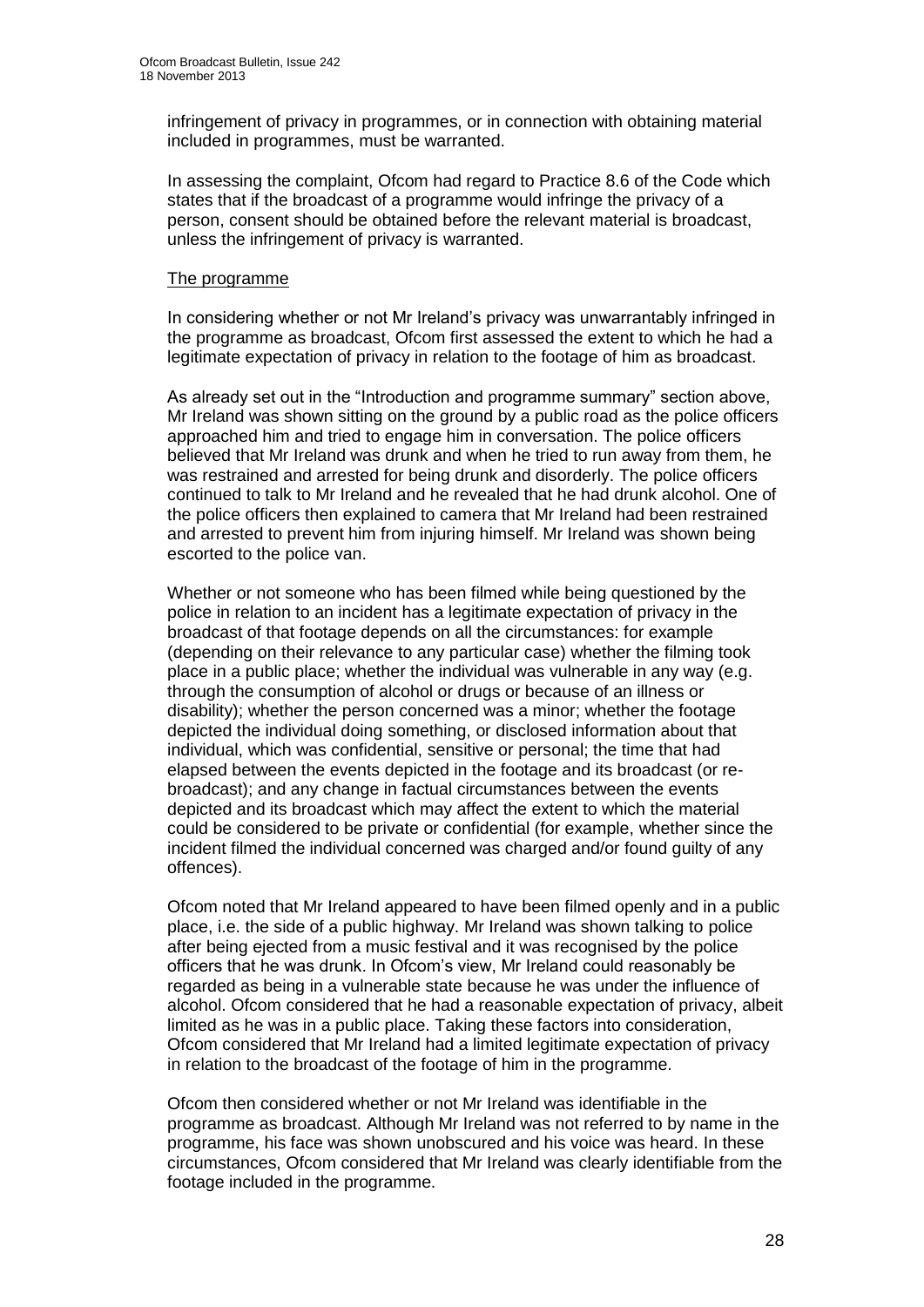infringement of privacy in programmes, or in connection with obtaining material included in programmes, must be warranted.

In assessing the complaint, Ofcom had regard to Practice 8.6 of the Code which states that if the broadcast of a programme would infringe the privacy of a person, consent should be obtained before the relevant material is broadcast, unless the infringement of privacy is warranted.

The programme

In considering whether or not Mr Ireland's privacy was unwarrantably infringed in the programme as broadcast, Ofcom first assessed the extent to which he had a legitimate expectation of privacy in relation to the footage of him as broadcast.

As already set out in the "Introduction and programme summary" section above, Mr Ireland was shown sitting on the ground by a public road as the police officers approached him and tried to engage him in conversation. The police officers believed that Mr Ireland was drunk and when he tried to run away from them, he was restrained and arrested for being drunk and disorderly. The police officers continued to talk to Mr Ireland and he revealed that he had drunk alcohol. One of the police officers then explained to camera that Mr Ireland had been restrained and arrested to prevent him from injuring himself. Mr Ireland was shown being escorted to the police van.

Whether or not someone who has been filmed while being questioned by the police in relation to an incident has a legitimate expectation of privacy in the broadcast of that footage depends on all the circumstances: for example (depending on their relevance to any particular case) whether the filming took place in a public place; whether the individual was vulnerable in any way (e.g. through the consumption of alcohol or drugs or because of an illness or disability); whether the person concerned was a minor; whether the footage depicted the individual doing something, or disclosed information about that individual, which was confidential, sensitive or personal; the time that had elapsed between the events depicted in the footage and its broadcast (or re-broadcast); and any change in factual circumstances between the events depicted and its broadcast which may affect the extent to which the material could be considered to be private or confidential (for example, whether since the incident filmed the individual concerned was charged and/or found guilty of any offences).

Ofcom noted that Mr Ireland appeared to have been filmed openly and in a public place, i.e. the side of a public highway. Mr Ireland was shown talking to police after being ejected from a music festival and it was recognised by the police officers that he was drunk. In Ofcom's view, Mr Ireland could reasonably be regarded as being in a vulnerable state because he was under the influence of alcohol. Ofcom considered that he had a reasonable expectation of privacy, albeit limited as he was in a public place. Taking these factors into consideration, Ofcom considered that Mr Ireland had a limited legitimate expectation of privacy in relation to the broadcast of the footage of him in the programme.

Ofcom then considered whether or not Mr Ireland was identifiable in the programme as broadcast. Although Mr Ireland was not referred to by name in the programme, his face was shown unobscured and his voice was heard. In these circumstances, Ofcom considered that Mr Ireland was clearly identifiable from the footage included in the programme.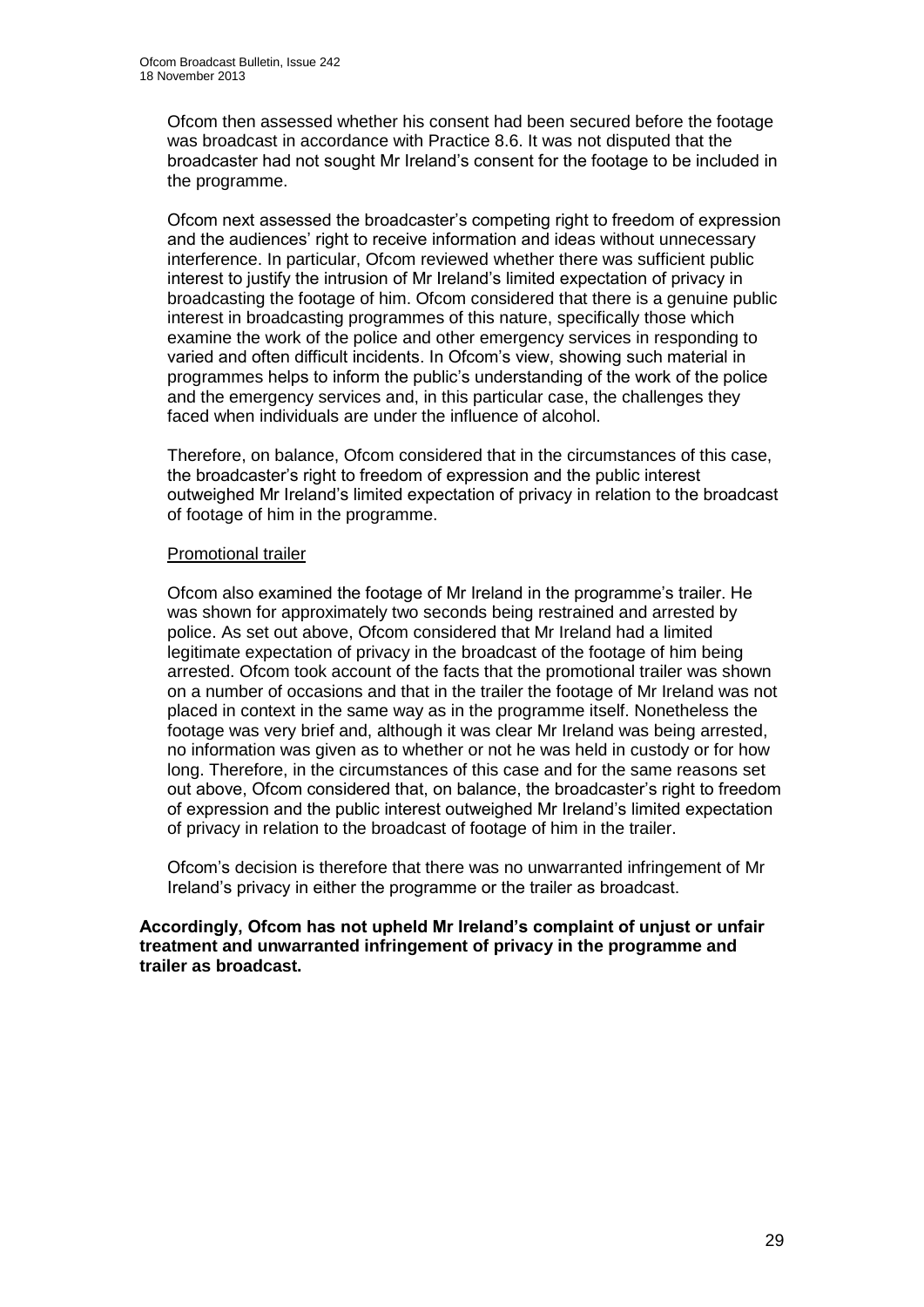Ofcom then assessed whether his consent had been secured before the footage was broadcast in accordance with Practice 8.6. It was not disputed that the broadcaster had not sought Mr Ireland's consent for the footage to be included in the programme.

Ofcom next assessed the broadcaster's competing right to freedom of expression and the audiences' right to receive information and ideas without unnecessary interference. In particular, Ofcom reviewed whether there was sufficient public interest to justify the intrusion of Mr Ireland's limited expectation of privacy in broadcasting the footage of him. Ofcom considered that there is a genuine public interest in broadcasting programmes of this nature, specifically those which examine the work of the police and other emergency services in responding to varied and often difficult incidents. In Ofcom's view, showing such material in programmes helps to inform the public's understanding of the work of the police and the emergency services and, in this particular case, the challenges they faced when individuals are under the influence of alcohol.

Therefore, on balance, Ofcom considered that in the circumstances of this case, the broadcaster's right to freedom of expression and the public interest outweighed Mr Ireland's limited expectation of privacy in relation to the broadcast of footage of him in the programme.

Promotional trailer

Ofcom also examined the footage of Mr Ireland in the programme's trailer. He was shown for approximately two seconds being restrained and arrested by police. As set out above, Ofcom considered that Mr Ireland had a limited legitimate expectation of privacy in the broadcast of the footage of him being arrested. Ofcom took account of the facts that the promotional trailer was shown on a number of occasions and that in the trailer the footage of Mr Ireland was not placed in context in the same way as in the programme itself. Nonetheless the footage was very brief and, although it was clear Mr Ireland was being arrested, no information was given as to whether or not he was held in custody or for how long. Therefore, in the circumstances of this case and for the same reasons set out above, Ofcom considered that, on balance, the broadcaster's right to freedom of expression and the public interest outweighed Mr Ireland's limited expectation of privacy in relation to the broadcast of footage of him in the trailer.

Ofcom's decision is therefore that there was no unwarranted infringement of Mr Ireland's privacy in either the programme or the trailer as broadcast.

**Accordingly, Ofcom has not upheld Mr Ireland's complaint of unjust or unfair treatment and unwarranted infringement of privacy in the programme and trailer as broadcast.**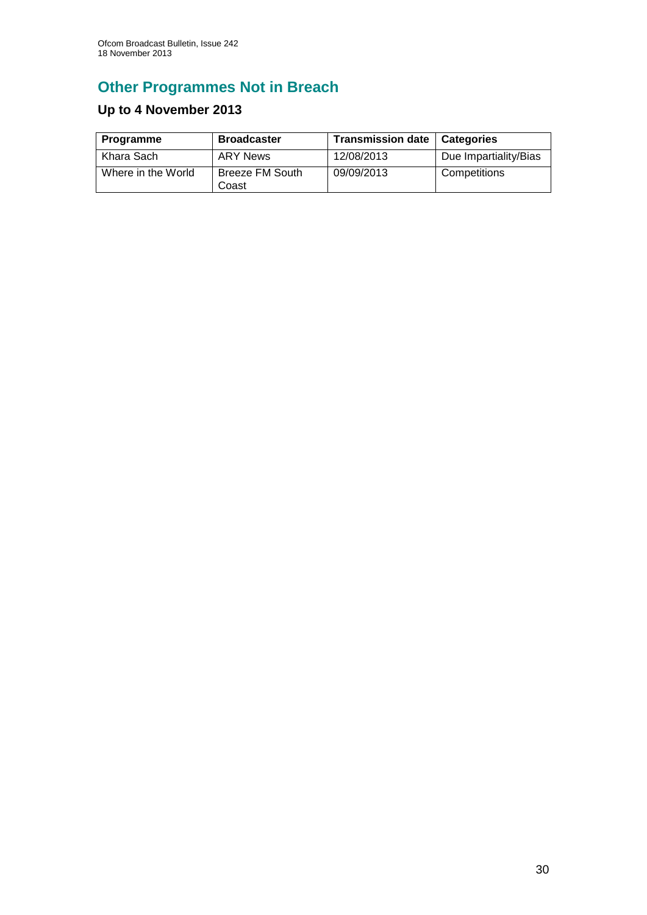## Other Programmes Not in Breach

### Up to 4 November 2013

| Programme | Broadcaster | Transmission date | Categories |
|---|---|---|---|
| Khara Sach | ARY News | 12/08/2013 | Due Impartiality/Bias |
| Where in the World | Breeze FM South Coast | 09/09/2013 | Competitions |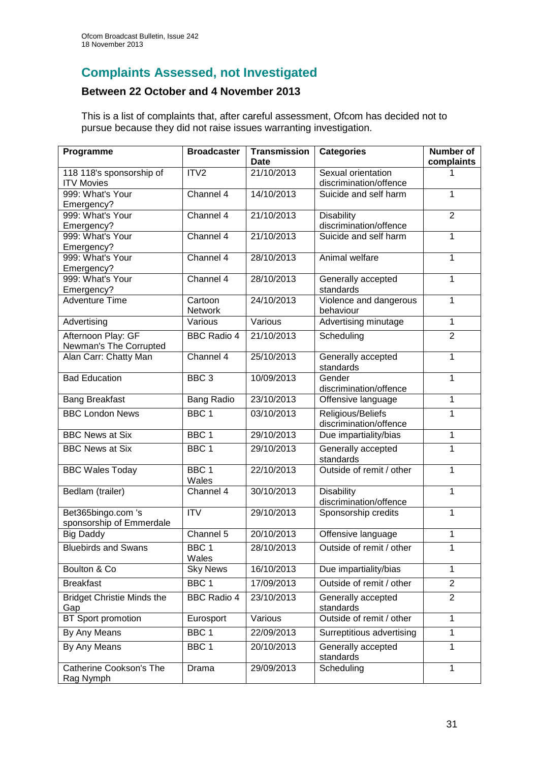## Complaints Assessed, not Investigated

### Between 22 October and 4 November 2013

This is a list of complaints that, after careful assessment, Ofcom has decided not to pursue because they did not raise issues warranting investigation.

| Programme | Broadcaster | Transmission Date | Categories | Number of complaints |
|---|---|---|---|---|
| 118 118's sponsorship of ITV Movies | ITV2 | 21/10/2013 | Sexual orientation discrimination/offence | 1 |
| 999: What's Your Emergency? | Channel 4 | 14/10/2013 | Suicide and self harm | 1 |
| 999: What's Your Emergency? | Channel 4 | 21/10/2013 | Disability discrimination/offence | 2 |
| 999: What's Your Emergency? | Channel 4 | 21/10/2013 | Suicide and self harm | 1 |
| 999: What's Your Emergency? | Channel 4 | 28/10/2013 | Animal welfare | 1 |
| 999: What's Your Emergency? | Channel 4 | 28/10/2013 | Generally accepted standards | 1 |
| Adventure Time | Cartoon Network | 24/10/2013 | Violence and dangerous behaviour | 1 |
| Advertising | Various | Various | Advertising minutage | 1 |
| Afternoon Play: GF Newman's The Corrupted | BBC Radio 4 | 21/10/2013 | Scheduling | 2 |
| Alan Carr: Chatty Man | Channel 4 | 25/10/2013 | Generally accepted standards | 1 |
| Bad Education | BBC 3 | 10/09/2013 | Gender discrimination/offence | 1 |
| Bang Breakfast | Bang Radio | 23/10/2013 | Offensive language | 1 |
| BBC London News | BBC 1 | 03/10/2013 | Religious/Beliefs discrimination/offence | 1 |
| BBC News at Six | BBC 1 | 29/10/2013 | Due impartiality/bias | 1 |
| BBC News at Six | BBC 1 | 29/10/2013 | Generally accepted standards | 1 |
| BBC Wales Today | BBC 1 Wales | 22/10/2013 | Outside of remit / other | 1 |
| Bedlam (trailer) | Channel 4 | 30/10/2013 | Disability discrimination/offence | 1 |
| Bet365bingo.com 's sponsorship of Emmerdale | ITV | 29/10/2013 | Sponsorship credits | 1 |
| Big Daddy | Channel 5 | 20/10/2013 | Offensive language | 1 |
| Bluebirds and Swans | BBC 1 Wales | 28/10/2013 | Outside of remit / other | 1 |
| Boulton & Co | Sky News | 16/10/2013 | Due impartiality/bias | 1 |
| Breakfast | BBC 1 | 17/09/2013 | Outside of remit / other | 2 |
| Bridget Christie Minds the Gap | BBC Radio 4 | 23/10/2013 | Generally accepted standards | 2 |
| BT Sport promotion | Eurosport | Various | Outside of remit / other | 1 |
| By Any Means | BBC 1 | 22/09/2013 | Surreptitious advertising | 1 |
| By Any Means | BBC 1 | 20/10/2013 | Generally accepted standards | 1 |
| Catherine Cookson's The Rag Nymph | Drama | 29/09/2013 | Scheduling | 1 |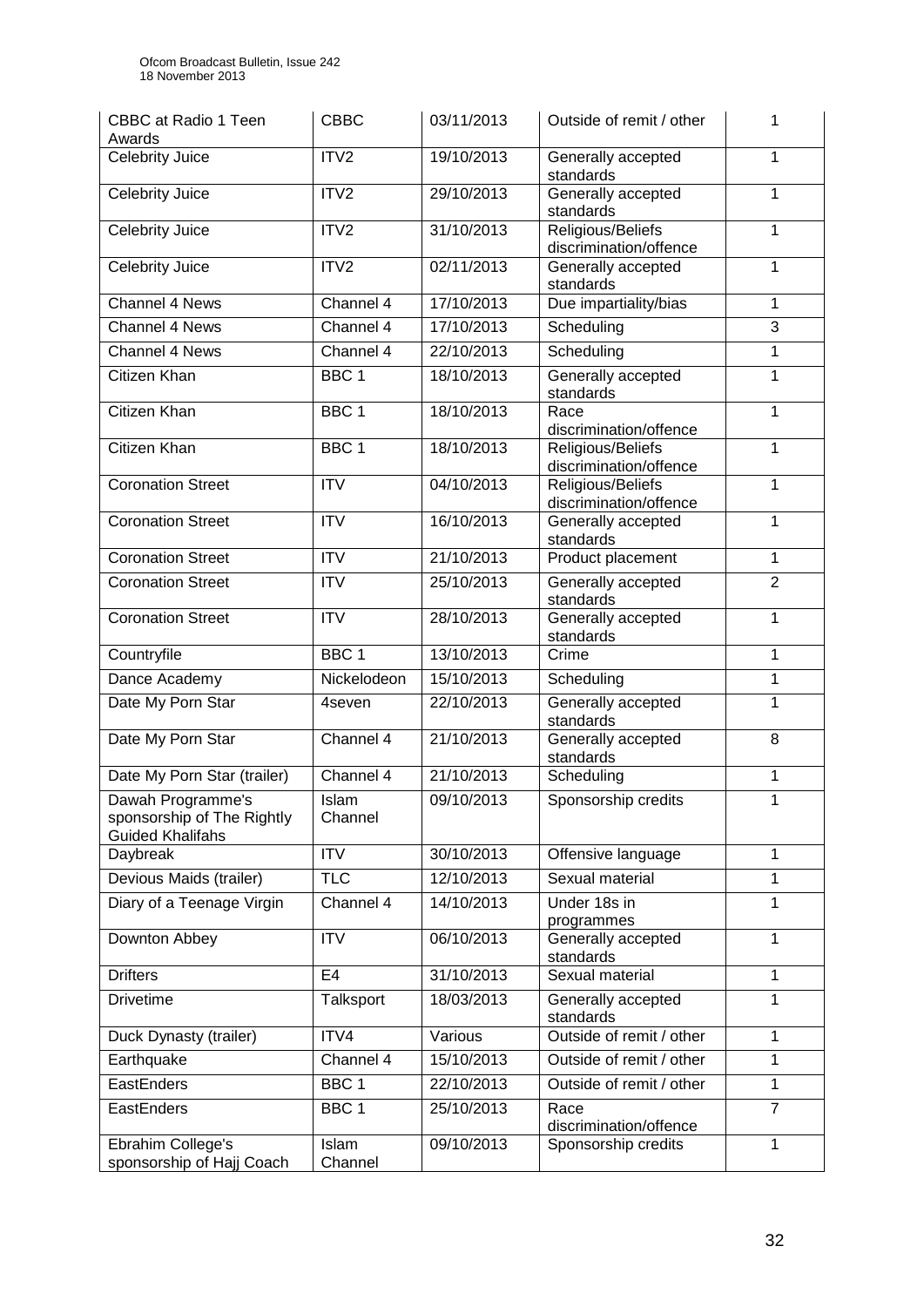| | | | | |
|---|---|---|---|---|
| CBBC at Radio 1 Teen Awards | CBBC | 03/11/2013 | Outside of remit / other | 1 |
| Celebrity Juice | ITV2 | 19/10/2013 | Generally accepted standards | 1 |
| Celebrity Juice | ITV2 | 29/10/2013 | Generally accepted standards | 1 |
| Celebrity Juice | ITV2 | 31/10/2013 | Religious/Beliefs discrimination/offence | 1 |
| Celebrity Juice | ITV2 | 02/11/2013 | Generally accepted standards | 1 |
| Channel 4 News | Channel 4 | 17/10/2013 | Due impartiality/bias | 1 |
| Channel 4 News | Channel 4 | 17/10/2013 | Scheduling | 3 |
| Channel 4 News | Channel 4 | 22/10/2013 | Scheduling | 1 |
| Citizen Khan | BBC 1 | 18/10/2013 | Generally accepted standards | 1 |
| Citizen Khan | BBC 1 | 18/10/2013 | Race discrimination/offence | 1 |
| Citizen Khan | BBC 1 | 18/10/2013 | Religious/Beliefs discrimination/offence | 1 |
| Coronation Street | ITV | 04/10/2013 | Religious/Beliefs discrimination/offence | 1 |
| Coronation Street | ITV | 16/10/2013 | Generally accepted standards | 1 |
| Coronation Street | ITV | 21/10/2013 | Product placement | 1 |
| Coronation Street | ITV | 25/10/2013 | Generally accepted standards | 2 |
| Coronation Street | ITV | 28/10/2013 | Generally accepted standards | 1 |
| Countryfile | BBC 1 | 13/10/2013 | Crime | 1 |
| Dance Academy | Nickelodeon | 15/10/2013 | Scheduling | 1 |
| Date My Porn Star | 4seven | 22/10/2013 | Generally accepted standards | 1 |
| Date My Porn Star | Channel 4 | 21/10/2013 | Generally accepted standards | 8 |
| Date My Porn Star (trailer) | Channel 4 | 21/10/2013 | Scheduling | 1 |
| Dawah Programme's sponsorship of The Rightly Guided Khalifahs | Islam Channel | 09/10/2013 | Sponsorship credits | 1 |
| Daybreak | ITV | 30/10/2013 | Offensive language | 1 |
| Devious Maids (trailer) | TLC | 12/10/2013 | Sexual material | 1 |
| Diary of a Teenage Virgin | Channel 4 | 14/10/2013 | Under 18s in programmes | 1 |
| Downton Abbey | ITV | 06/10/2013 | Generally accepted standards | 1 |
| Drifters | E4 | 31/10/2013 | Sexual material | 1 |
| Drivetime | Talksport | 18/03/2013 | Generally accepted standards | 1 |
| Duck Dynasty (trailer) | ITV4 | Various | Outside of remit / other | 1 |
| Earthquake | Channel 4 | 15/10/2013 | Outside of remit / other | 1 |
| EastEnders | BBC 1 | 22/10/2013 | Outside of remit / other | 1 |
| EastEnders | BBC 1 | 25/10/2013 | Race discrimination/offence | 7 |
| Ebrahim College's sponsorship of Hajj Coach | Islam Channel | 09/10/2013 | Sponsorship credits | 1 |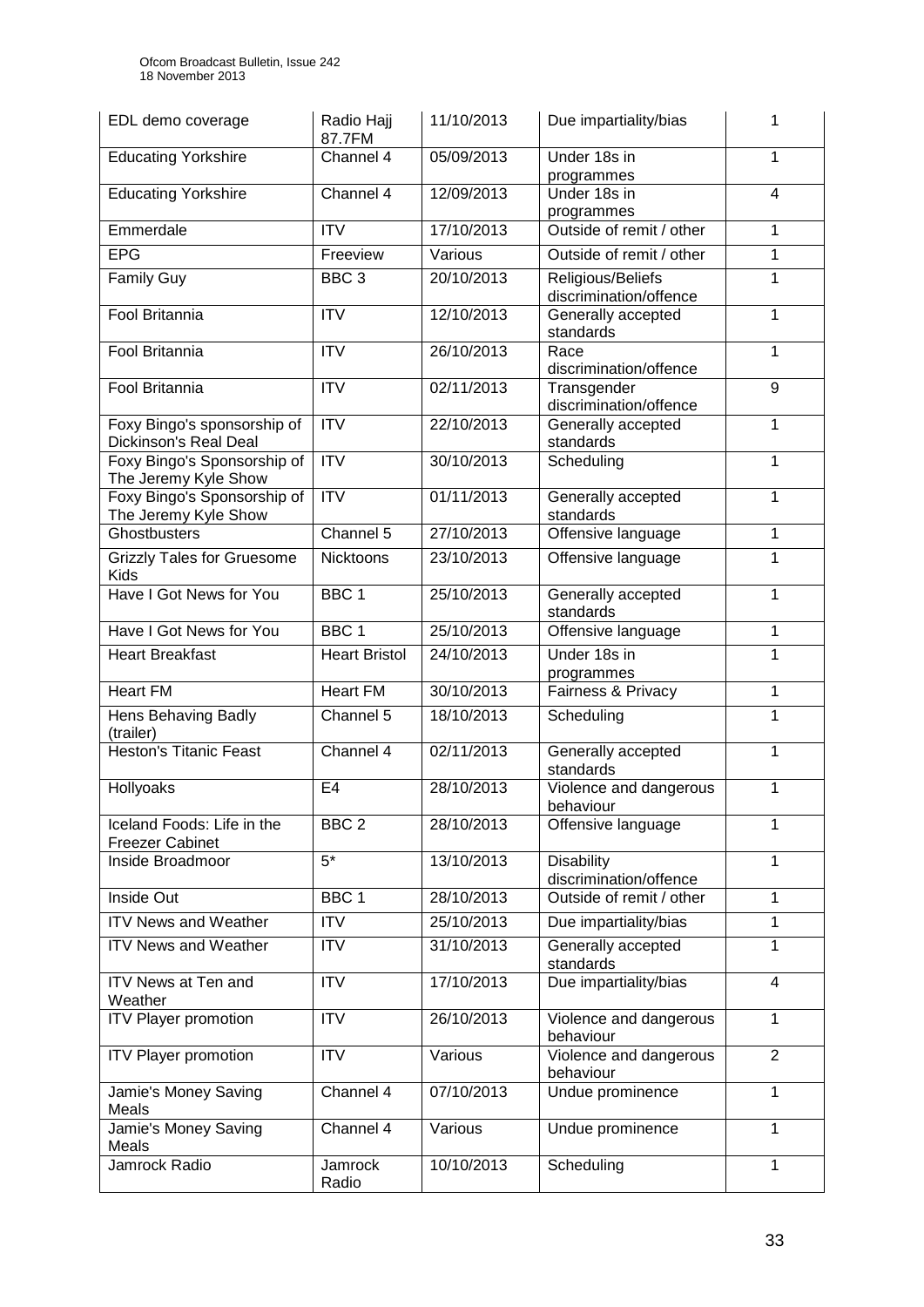| EDL demo coverage | Radio Hajj 87.7FM | 11/10/2013 | Due impartiality/bias | 1 |
|---|---|---|---|---|
| Educating Yorkshire | Channel 4 | 05/09/2013 | Under 18s in programmes | 1 |
| Educating Yorkshire | Channel 4 | 12/09/2013 | Under 18s in programmes | 4 |
| Emmerdale | ITV | 17/10/2013 | Outside of remit / other | 1 |
| EPG | Freeview | Various | Outside of remit / other | 1 |
| Family Guy | BBC 3 | 20/10/2013 | Religious/Beliefs discrimination/offence | 1 |
| Fool Britannia | ITV | 12/10/2013 | Generally accepted standards | 1 |
| Fool Britannia | ITV | 26/10/2013 | Race discrimination/offence | 1 |
| Fool Britannia | ITV | 02/11/2013 | Transgender discrimination/offence | 9 |
| Foxy Bingo's sponsorship of Dickinson's Real Deal | ITV | 22/10/2013 | Generally accepted standards | 1 |
| Foxy Bingo's Sponsorship of The Jeremy Kyle Show | ITV | 30/10/2013 | Scheduling | 1 |
| Foxy Bingo's Sponsorship of The Jeremy Kyle Show | ITV | 01/11/2013 | Generally accepted standards | 1 |
| Ghostbusters | Channel 5 | 27/10/2013 | Offensive language | 1 |
| Grizzly Tales for Gruesome Kids | Nicktoons | 23/10/2013 | Offensive language | 1 |
| Have I Got News for You | BBC 1 | 25/10/2013 | Generally accepted standards | 1 |
| Have I Got News for You | BBC 1 | 25/10/2013 | Offensive language | 1 |
| Heart Breakfast | Heart Bristol | 24/10/2013 | Under 18s in programmes | 1 |
| Heart FM | Heart FM | 30/10/2013 | Fairness & Privacy | 1 |
| Hens Behaving Badly (trailer) | Channel 5 | 18/10/2013 | Scheduling | 1 |
| Heston's Titanic Feast | Channel 4 | 02/11/2013 | Generally accepted standards | 1 |
| Hollyoaks | E4 | 28/10/2013 | Violence and dangerous behaviour | 1 |
| Iceland Foods: Life in the Freezer Cabinet | BBC 2 | 28/10/2013 | Offensive language | 1 |
| Inside Broadmoor | 5* | 13/10/2013 | Disability discrimination/offence | 1 |
| Inside Out | BBC 1 | 28/10/2013 | Outside of remit / other | 1 |
| ITV News and Weather | ITV | 25/10/2013 | Due impartiality/bias | 1 |
| ITV News and Weather | ITV | 31/10/2013 | Generally accepted standards | 1 |
| ITV News at Ten and Weather | ITV | 17/10/2013 | Due impartiality/bias | 4 |
| ITV Player promotion | ITV | 26/10/2013 | Violence and dangerous behaviour | 1 |
| ITV Player promotion | ITV | Various | Violence and dangerous behaviour | 2 |
| Jamie's Money Saving Meals | Channel 4 | 07/10/2013 | Undue prominence | 1 |
| Jamie's Money Saving Meals | Channel 4 | Various | Undue prominence | 1 |
| Jamrock Radio | Jamrock Radio | 10/10/2013 | Scheduling | 1 |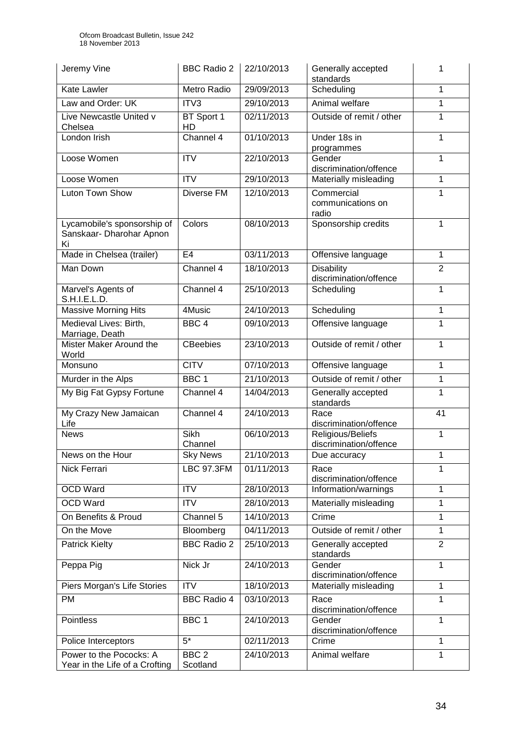| Jeremy Vine | BBC Radio 2 | 22/10/2013 | Generally accepted standards | 1 |
|---|---|---|---|---|
| Kate Lawler | Metro Radio | 29/09/2013 | Scheduling | 1 |
| Law and Order: UK | ITV3 | 29/10/2013 | Animal welfare | 1 |
| Live Newcastle United v Chelsea | BT Sport 1 HD | 02/11/2013 | Outside of remit / other | 1 |
| London Irish | Channel 4 | 01/10/2013 | Under 18s in programmes | 1 |
| Loose Women | ITV | 22/10/2013 | Gender discrimination/offence | 1 |
| Loose Women | ITV | 29/10/2013 | Materially misleading | 1 |
| Luton Town Show | Diverse FM | 12/10/2013 | Commercial communications on radio | 1 |
| Lycamobile's sponsorship of Sanskaar- Dharohar Apnon Ki | Colors | 08/10/2013 | Sponsorship credits | 1 |
| Made in Chelsea (trailer) | E4 | 03/11/2013 | Offensive language | 1 |
| Man Down | Channel 4 | 18/10/2013 | Disability discrimination/offence | 2 |
| Marvel's Agents of S.H.I.E.L.D. | Channel 4 | 25/10/2013 | Scheduling | 1 |
| Massive Morning Hits | 4Music | 24/10/2013 | Scheduling | 1 |
| Medieval Lives: Birth, Marriage, Death | BBC 4 | 09/10/2013 | Offensive language | 1 |
| Mister Maker Around the World | CBeebies | 23/10/2013 | Outside of remit / other | 1 |
| Monsuno | CITV | 07/10/2013 | Offensive language | 1 |
| Murder in the Alps | BBC 1 | 21/10/2013 | Outside of remit / other | 1 |
| My Big Fat Gypsy Fortune | Channel 4 | 14/04/2013 | Generally accepted standards | 1 |
| My Crazy New Jamaican Life | Channel 4 | 24/10/2013 | Race discrimination/offence | 41 |
| News | Sikh Channel | 06/10/2013 | Religious/Beliefs discrimination/offence | 1 |
| News on the Hour | Sky News | 21/10/2013 | Due accuracy | 1 |
| Nick Ferrari | LBC 97.3FM | 01/11/2013 | Race discrimination/offence | 1 |
| OCD Ward | ITV | 28/10/2013 | Information/warnings | 1 |
| OCD Ward | ITV | 28/10/2013 | Materially misleading | 1 |
| On Benefits & Proud | Channel 5 | 14/10/2013 | Crime | 1 |
| On the Move | Bloomberg | 04/11/2013 | Outside of remit / other | 1 |
| Patrick Kielty | BBC Radio 2 | 25/10/2013 | Generally accepted standards | 2 |
| Peppa Pig | Nick Jr | 24/10/2013 | Gender discrimination/offence | 1 |
| Piers Morgan's Life Stories | ITV | 18/10/2013 | Materially misleading | 1 |
| PM | BBC Radio 4 | 03/10/2013 | Race discrimination/offence | 1 |
| Pointless | BBC 1 | 24/10/2013 | Gender discrimination/offence | 1 |
| Police Interceptors | 5* | 02/11/2013 | Crime | 1 |
| Power to the Pococks: A Year in the Life of a Crofting | BBC 2 Scotland | 24/10/2013 | Animal welfare | 1 |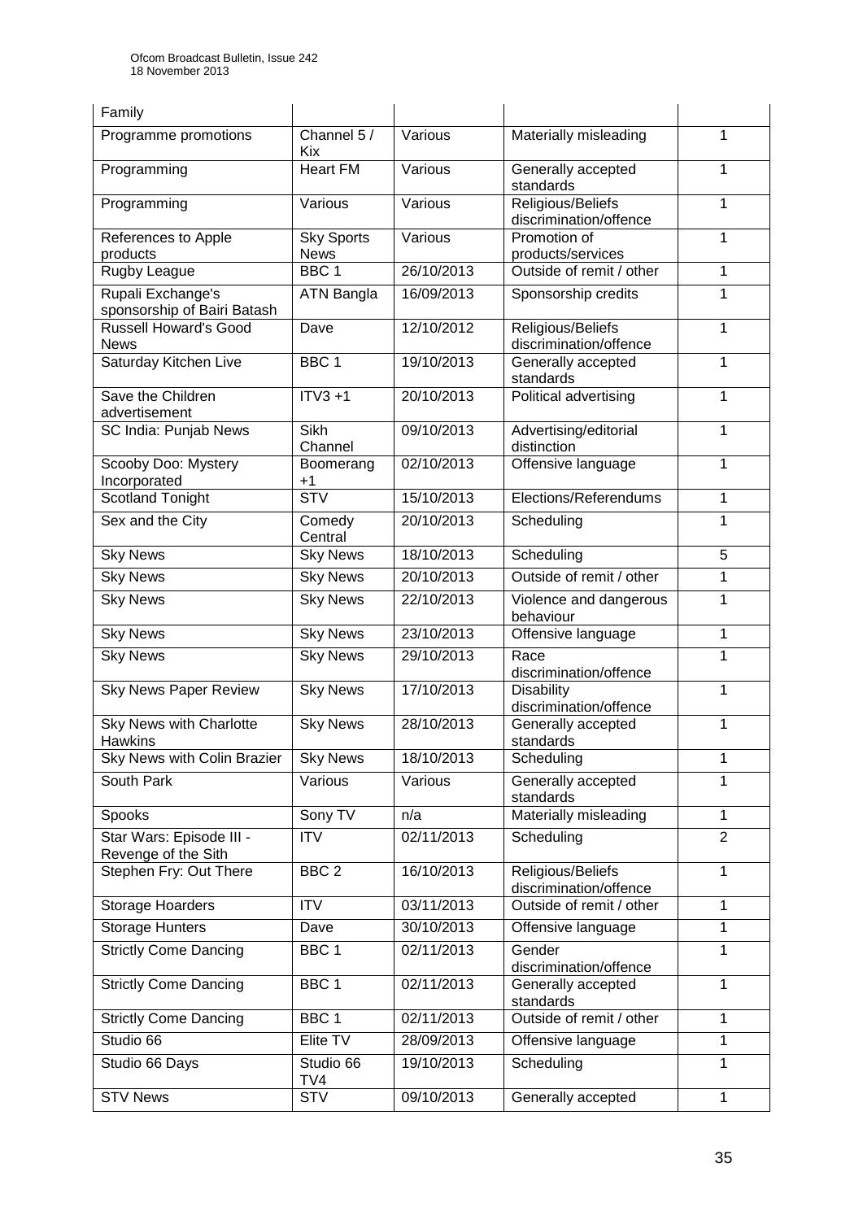| | | | | |
|---|---|---|---|---|
| Family | | | | |
| Programme promotions | Channel 5 / Kix | Various | Materially misleading | 1 |
| Programming | Heart FM | Various | Generally accepted standards | 1 |
| Programming | Various | Various | Religious/Beliefs discrimination/offence | 1 |
| References to Apple products | Sky Sports News | Various | Promotion of products/services | 1 |
| Rugby League | BBC 1 | 26/10/2013 | Outside of remit / other | 1 |
| Rupali Exchange's sponsorship of Bairi Batash | ATN Bangla | 16/09/2013 | Sponsorship credits | 1 |
| Russell Howard's Good News | Dave | 12/10/2012 | Religious/Beliefs discrimination/offence | 1 |
| Saturday Kitchen Live | BBC 1 | 19/10/2013 | Generally accepted standards | 1 |
| Save the Children advertisement | ITV3 +1 | 20/10/2013 | Political advertising | 1 |
| SC India: Punjab News | Sikh Channel | 09/10/2013 | Advertising/editorial distinction | 1 |
| Scooby Doo: Mystery Incorporated | Boomerang +1 | 02/10/2013 | Offensive language | 1 |
| Scotland Tonight | STV | 15/10/2013 | Elections/Referendums | 1 |
| Sex and the City | Comedy Central | 20/10/2013 | Scheduling | 1 |
| Sky News | Sky News | 18/10/2013 | Scheduling | 5 |
| Sky News | Sky News | 20/10/2013 | Outside of remit / other | 1 |
| Sky News | Sky News | 22/10/2013 | Violence and dangerous behaviour | 1 |
| Sky News | Sky News | 23/10/2013 | Offensive language | 1 |
| Sky News | Sky News | 29/10/2013 | Race discrimination/offence | 1 |
| Sky News Paper Review | Sky News | 17/10/2013 | Disability discrimination/offence | 1 |
| Sky News with Charlotte Hawkins | Sky News | 28/10/2013 | Generally accepted standards | 1 |
| Sky News with Colin Brazier | Sky News | 18/10/2013 | Scheduling | 1 |
| South Park | Various | Various | Generally accepted standards | 1 |
| Spooks | Sony TV | n/a | Materially misleading | 1 |
| Star Wars: Episode III - Revenge of the Sith | ITV | 02/11/2013 | Scheduling | 2 |
| Stephen Fry: Out There | BBC 2 | 16/10/2013 | Religious/Beliefs discrimination/offence | 1 |
| Storage Hoarders | ITV | 03/11/2013 | Outside of remit / other | 1 |
| Storage Hunters | Dave | 30/10/2013 | Offensive language | 1 |
| Strictly Come Dancing | BBC 1 | 02/11/2013 | Gender discrimination/offence | 1 |
| Strictly Come Dancing | BBC 1 | 02/11/2013 | Generally accepted standards | 1 |
| Strictly Come Dancing | BBC 1 | 02/11/2013 | Outside of remit / other | 1 |
| Studio 66 | Elite TV | 28/09/2013 | Offensive language | 1 |
| Studio 66 Days | Studio 66 TV4 | 19/10/2013 | Scheduling | 1 |
| STV News | STV | 09/10/2013 | Generally accepted | 1 |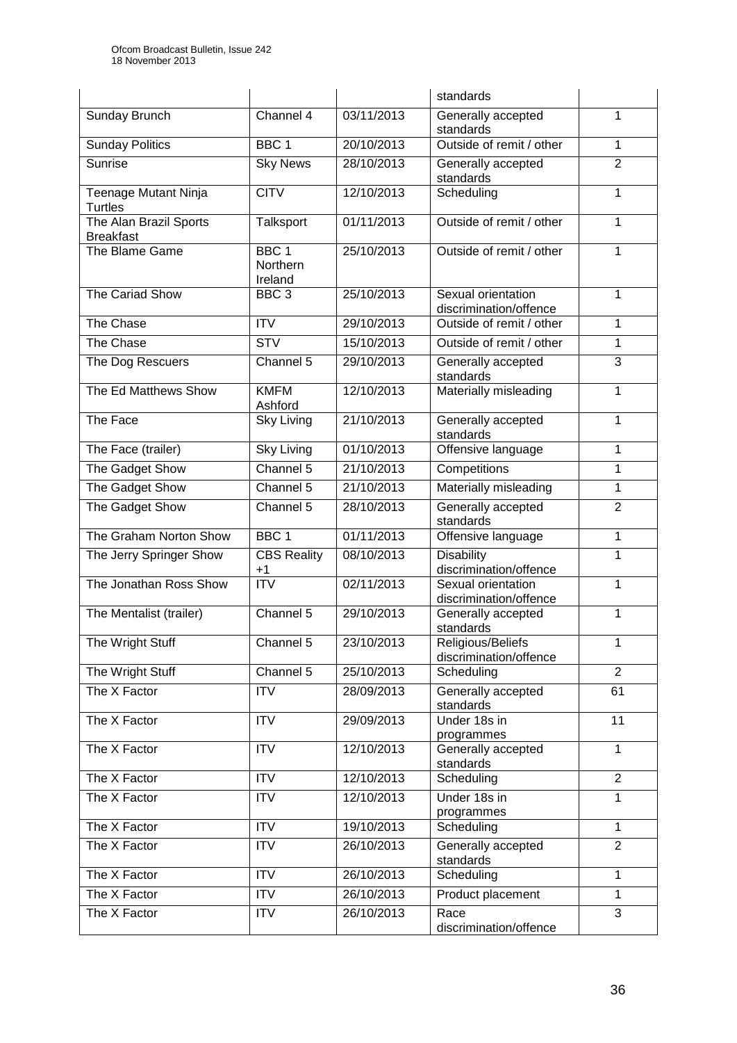| | | | standards | |
|---|---|---|---|---|
| Sunday Brunch | Channel 4 | 03/11/2013 | Generally accepted standards | 1 |
| Sunday Politics | BBC 1 | 20/10/2013 | Outside of remit / other | 1 |
| Sunrise | Sky News | 28/10/2013 | Generally accepted standards | 2 |
| Teenage Mutant Ninja Turtles | CITV | 12/10/2013 | Scheduling | 1 |
| The Alan Brazil Sports Breakfast | Talksport | 01/11/2013 | Outside of remit / other | 1 |
| The Blame Game | BBC 1 Northern Ireland | 25/10/2013 | Outside of remit / other | 1 |
| The Cariad Show | BBC 3 | 25/10/2013 | Sexual orientation discrimination/offence | 1 |
| The Chase | ITV | 29/10/2013 | Outside of remit / other | 1 |
| The Chase | STV | 15/10/2013 | Outside of remit / other | 1 |
| The Dog Rescuers | Channel 5 | 29/10/2013 | Generally accepted standards | 3 |
| The Ed Matthews Show | KMFM Ashford | 12/10/2013 | Materially misleading | 1 |
| The Face | Sky Living | 21/10/2013 | Generally accepted standards | 1 |
| The Face (trailer) | Sky Living | 01/10/2013 | Offensive language | 1 |
| The Gadget Show | Channel 5 | 21/10/2013 | Competitions | 1 |
| The Gadget Show | Channel 5 | 21/10/2013 | Materially misleading | 1 |
| The Gadget Show | Channel 5 | 28/10/2013 | Generally accepted standards | 2 |
| The Graham Norton Show | BBC 1 | 01/11/2013 | Offensive language | 1 |
| The Jerry Springer Show | CBS Reality +1 | 08/10/2013 | Disability discrimination/offence | 1 |
| The Jonathan Ross Show | ITV | 02/11/2013 | Sexual orientation discrimination/offence | 1 |
| The Mentalist (trailer) | Channel 5 | 29/10/2013 | Generally accepted standards | 1 |
| The Wright Stuff | Channel 5 | 23/10/2013 | Religious/Beliefs discrimination/offence | 1 |
| The Wright Stuff | Channel 5 | 25/10/2013 | Scheduling | 2 |
| The X Factor | ITV | 28/09/2013 | Generally accepted standards | 61 |
| The X Factor | ITV | 29/09/2013 | Under 18s in programmes | 11 |
| The X Factor | ITV | 12/10/2013 | Generally accepted standards | 1 |
| The X Factor | ITV | 12/10/2013 | Scheduling | 2 |
| The X Factor | ITV | 12/10/2013 | Under 18s in programmes | 1 |
| The X Factor | ITV | 19/10/2013 | Scheduling | 1 |
| The X Factor | ITV | 26/10/2013 | Generally accepted standards | 2 |
| The X Factor | ITV | 26/10/2013 | Scheduling | 1 |
| The X Factor | ITV | 26/10/2013 | Product placement | 1 |
| The X Factor | ITV | 26/10/2013 | Race discrimination/offence | 3 |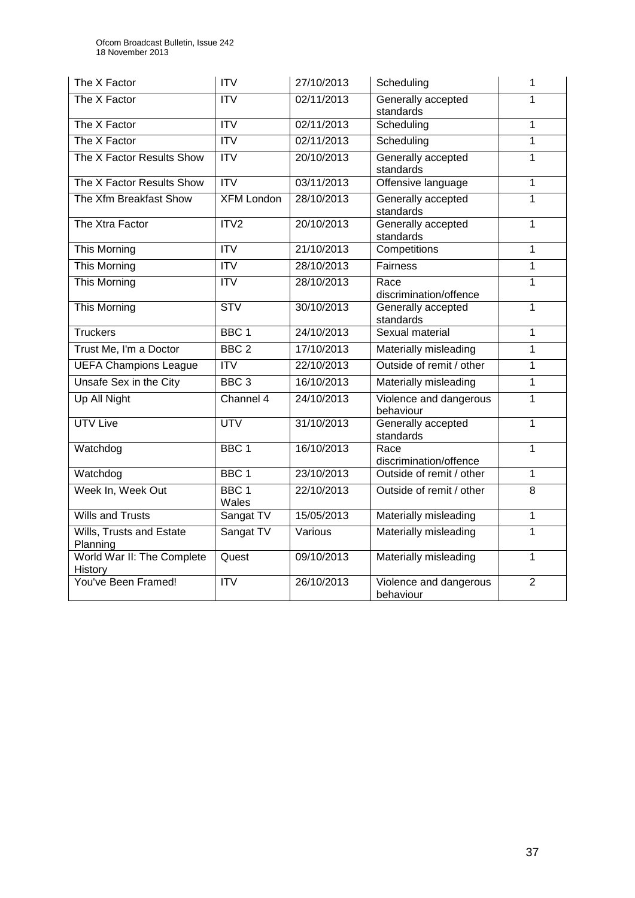| The X Factor | ITV | 27/10/2013 | Scheduling | 1 |
|---|---|---|---|---|
| The X Factor | ITV | 02/11/2013 | Generally accepted standards | 1 |
| The X Factor | ITV | 02/11/2013 | Scheduling | 1 |
| The X Factor | ITV | 02/11/2013 | Scheduling | 1 |
| The X Factor Results Show | ITV | 20/10/2013 | Generally accepted standards | 1 |
| The X Factor Results Show | ITV | 03/11/2013 | Offensive language | 1 |
| The Xfm Breakfast Show | XFM London | 28/10/2013 | Generally accepted standards | 1 |
| The Xtra Factor | ITV2 | 20/10/2013 | Generally accepted standards | 1 |
| This Morning | ITV | 21/10/2013 | Competitions | 1 |
| This Morning | ITV | 28/10/2013 | Fairness | 1 |
| This Morning | ITV | 28/10/2013 | Race discrimination/offence | 1 |
| This Morning | STV | 30/10/2013 | Generally accepted standards | 1 |
| Truckers | BBC 1 | 24/10/2013 | Sexual material | 1 |
| Trust Me, I'm a Doctor | BBC 2 | 17/10/2013 | Materially misleading | 1 |
| UEFA Champions League | ITV | 22/10/2013 | Outside of remit / other | 1 |
| Unsafe Sex in the City | BBC 3 | 16/10/2013 | Materially misleading | 1 |
| Up All Night | Channel 4 | 24/10/2013 | Violence and dangerous behaviour | 1 |
| UTV Live | UTV | 31/10/2013 | Generally accepted standards | 1 |
| Watchdog | BBC 1 | 16/10/2013 | Race discrimination/offence | 1 |
| Watchdog | BBC 1 | 23/10/2013 | Outside of remit / other | 1 |
| Week In, Week Out | BBC 1 Wales | 22/10/2013 | Outside of remit / other | 8 |
| Wills and Trusts | Sangat TV | 15/05/2013 | Materially misleading | 1 |
| Wills, Trusts and Estate Planning | Sangat TV | Various | Materially misleading | 1 |
| World War II: The Complete History | Quest | 09/10/2013 | Materially misleading | 1 |
| You've Been Framed! | ITV | 26/10/2013 | Violence and dangerous behaviour | 2 |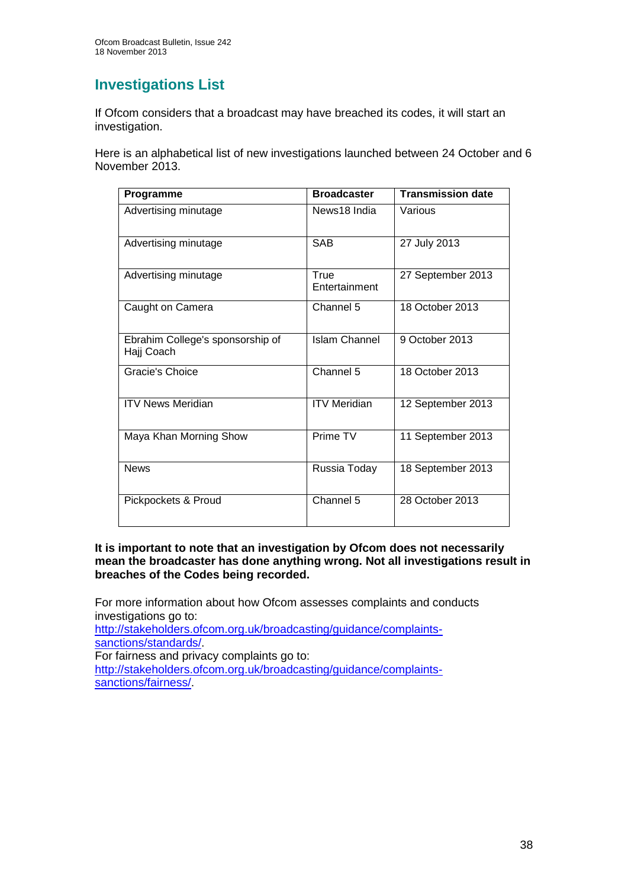## Investigations List

If Ofcom considers that a broadcast may have breached its codes, it will start an investigation.

Here is an alphabetical list of new investigations launched between 24 October and 6 November 2013.

| Programme | Broadcaster | Transmission date |
|---|---|---|
| Advertising minutage | News18 India | Various |
| Advertising minutage | SAB | 27 July 2013 |
| Advertising minutage | True Entertainment | 27 September 2013 |
| Caught on Camera | Channel 5 | 18 October 2013 |
| Ebrahim College's sponsorship of Hajj Coach | Islam Channel | 9 October 2013 |
| Gracie's Choice | Channel 5 | 18 October 2013 |
| ITV News Meridian | ITV Meridian | 12 September 2013 |
| Maya Khan Morning Show | Prime TV | 11 September 2013 |
| News | Russia Today | 18 September 2013 |
| Pickpockets & Proud | Channel 5 | 28 October 2013 |

**It is important to note that an investigation by Ofcom does not necessarily mean the broadcaster has done anything wrong. Not all investigations result in breaches of the Codes being recorded.**

For more information about how Ofcom assesses complaints and conducts investigations go to:
http://stakeholders.ofcom.org.uk/broadcasting/guidance/complaints-sanctions/standards/.
For fairness and privacy complaints go to:
http://stakeholders.ofcom.org.uk/broadcasting/guidance/complaints-sanctions/fairness/.